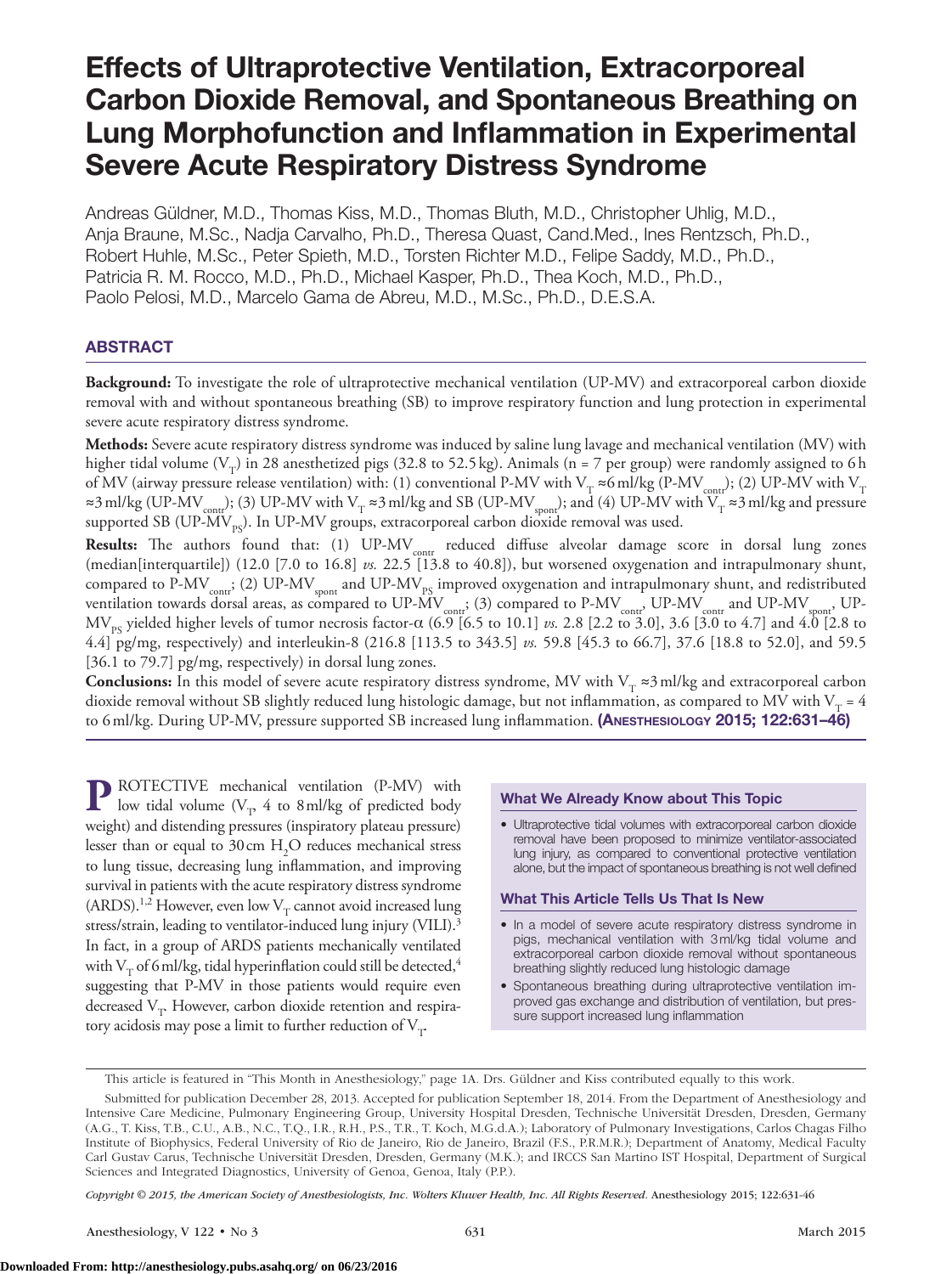# Effects of Ultraprotective Ventilation, Extracorporeal Carbon Dioxide Removal, and Spontaneous Breathing on Lung Morphofunction and Inflammation in Experimental Severe Acute Respiratory Distress Syndrome

Andreas Güldner, M.D., Thomas Kiss, M.D., Thomas Bluth, M.D., Christopher Uhlig, M.D., Anja Braune, M.Sc., Nadja Carvalho, Ph.D., Theresa Quast, Cand.Med., Ines Rentzsch, Ph.D., Robert Huhle, M.Sc., Peter Spieth, M.D., Torsten Richter M.D., Felipe Saddy, M.D., Ph.D., Patricia R. M. Rocco, M.D., Ph.D., Michael Kasper, Ph.D., Thea Koch, M.D., Ph.D., Paolo Pelosi, M.D., Marcelo Gama de Abreu, M.D., M.Sc., Ph.D., D.E.S.A.

## ABSTRACT

**Background:** To investigate the role of ultraprotective mechanical ventilation (UP-MV) and extracorporeal carbon dioxide removal with and without spontaneous breathing (SB) to improve respiratory function and lung protection in experimental severe acute respiratory distress syndrome.

**Methods:** Severe acute respiratory distress syndrome was induced by saline lung lavage and mechanical ventilation (MV) with higher tidal volume ($V_T$) in 28 anesthetized pigs (32.8 to 52.5 kg). Animals (n = 7 per group) were randomly assigned to 6 h of MV (airway pressure release ventilation) with: (1) conventional P-MV with $V_T$ ≈6 ml/kg (P-$MV_{contr}$); (2) UP-MV with $V_T$ ≈3 ml/kg (UP-$MV_{contr}$); (3) UP-MV with $V_T$ ≈3 ml/kg and SB (UP-$MV_{spont}$); and (4) UP-MV with $V_T$ ≈3 ml/kg and pressure supported SB (UP-$MV_{PS}$). In UP-MV groups, extracorporeal carbon dioxide removal was used.

**Results:** The authors found that: (1) UP-$MV_{contr}$ reduced diffuse alveolar damage score in dorsal lung zones (median[interquartile]) (12.0 [7.0 to 16.8] *vs.* 22.5 [13.8 to 40.8]), but worsened oxygenation and intrapulmonary shunt, compared to P-$MV_{contr}$; (2) UP-$MV_{spont}$ and UP-$MV_{PS}$ improved oxygenation and intrapulmonary shunt, and redistributed ventilation towards dorsal areas, as compared to UP-$MV_{contr}$; (3) compared to P-$MV_{contr}$, UP-$MV_{contr}$ and UP-$MV_{spont}$, UP-$MV_{PS}$ yielded higher levels of tumor necrosis factor-α (6.9 [6.5 to 10.1] *vs.* 2.8 [2.2 to 3.0], 3.6 [3.0 to 4.7] and 4.0 [2.8 to 4.4] pg/mg, respectively) and interleukin-8 (216.8 [113.5 to 343.5] *vs.* 59.8 [45.3 to 66.7], 37.6 [18.8 to 52.0], and 59.5 [36.1 to 79.7] pg/mg, respectively) in dorsal lung zones.

**Conclusions:** In this model of severe acute respiratory distress syndrome, MV with $V_T$ ≈3 ml/kg and extracorporeal carbon dioxide removal without SB slightly reduced lung histologic damage, but not inflammation, as compared to MV with $V_T$ = 4 to 6 ml/kg. During UP-MV, pressure supported SB increased lung inflammation. **(Anesthesiology 2015; 122:631–46)**

PROTECTIVE mechanical ventilation (P-MV) with low tidal volume ($V_T$, 4 to 8 ml/kg of predicted body weight) and distending pressures (inspiratory plateau pressure) lesser than or equal to 30 cm $H_2O$ reduces mechanical stress to lung tissue, decreasing lung inflammation, and improving survival in patients with the acute respiratory distress syndrome (ARDS).[1,2] However, even low $V_T$ cannot avoid increased lung stress/strain, leading to ventilator-induced lung injury (VILI).[3] In fact, in a group of ARDS patients mechanically ventilated with $V_T$ of 6 ml/kg, tidal hyperinflation could still be detected,[4] suggesting that P-MV in those patients would require even decreased $V_T$. However, carbon dioxide retention and respiratory acidosis may pose a limit to further reduction of $V_T$.

### What We Already Know about This Topic

- Ultraprotective tidal volumes with extracorporeal carbon dioxide removal have been proposed to minimize ventilator-associated lung injury, as compared to conventional protective ventilation alone, but the impact of spontaneous breathing is not well defined

### What This Article Tells Us That Is New

- In a model of severe acute respiratory distress syndrome in pigs, mechanical ventilation with 3 ml/kg tidal volume and extracorporeal carbon dioxide removal without spontaneous breathing slightly reduced lung histologic damage
- Spontaneous breathing during ultraprotective ventilation improved gas exchange and distribution of ventilation, but pressure support increased lung inflammation

This article is featured in "This Month in Anesthesiology," page 1A. Drs. Güldner and Kiss contributed equally to this work.

Submitted for publication December 28, 2013. Accepted for publication September 18, 2014. From the Department of Anesthesiology and Intensive Care Medicine, Pulmonary Engineering Group, University Hospital Dresden, Technische Universität Dresden, Dresden, Germany (A.G., T. Kiss, T.B., C.U., A.B., N.C., T.Q., I.R., R.H., P.S., T.R., T. Koch, M.G.d.A.); Laboratory of Pulmonary Investigations, Carlos Chagas Filho Institute of Biophysics, Federal University of Rio de Janeiro, Rio de Janeiro, Brazil (F.S., P.R.M.R.); Department of Anatomy, Medical Faculty Carl Gustav Carus, Technische Universität Dresden, Dresden, Germany (M.K.); and IRCCS San Martino IST Hospital, Department of Surgical Sciences and Integrated Diagnostics, University of Genoa, Genoa, Italy (P.P.).

*Copyright © 2015, the American Society of Anesthesiologists, Inc. Wolters Kluwer Health, Inc. All Rights Reserved.* Anesthesiology 2015; 122:631-46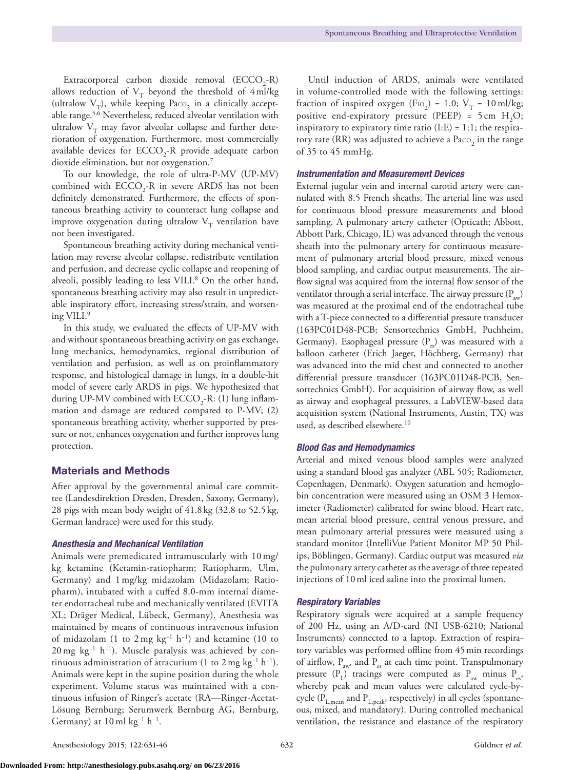Extracorporeal carbon dioxide removal ($ECCO_2$-R) allows reduction of $V_T$ beyond the threshold of 4 ml/kg (ultralow $V_T$), while keeping $Pa_{CO_2}$ in a clinically acceptable range.[5,6] Nevertheless, reduced alveolar ventilation with ultralow $V_T$ may favor alveolar collapse and further deterioration of oxygenation. Furthermore, most commercially available devices for $ECCO_2$-R provide adequate carbon dioxide elimination, but not oxygenation.[7]

To our knowledge, the role of ultra-P-MV (UP-MV) combined with $ECCO_2$-R in severe ARDS has not been definitely demonstrated. Furthermore, the effects of spontaneous breathing activity to counteract lung collapse and improve oxygenation during ultralow $V_T$ ventilation have not been investigated.

Spontaneous breathing activity during mechanical ventilation may reverse alveolar collapse, redistribute ventilation and perfusion, and decrease cyclic collapse and reopening of alveoli, possibly leading to less VILI.[8] On the other hand, spontaneous breathing activity may also result in unpredictable inspiratory effort, increasing stress/strain, and worsening VILI.[9]

In this study, we evaluated the effects of UP-MV with and without spontaneous breathing activity on gas exchange, lung mechanics, hemodynamics, regional distribution of ventilation and perfusion, as well as on proinflammatory response, and histological damage in lungs, in a double-hit model of severe early ARDS in pigs. We hypothesized that during UP-MV combined with $ECCO_2$-R: (1) lung inflammation and damage are reduced compared to P-MV; (2) spontaneous breathing activity, whether supported by pressure or not, enhances oxygenation and further improves lung protection.

## Materials and Methods

After approval by the governmental animal care committee (Landesdirektion Dresden, Dresden, Saxony, Germany), 28 pigs with mean body weight of 41.8 kg (32.8 to 52.5 kg, German landrace) were used for this study.

### *Anesthesia and Mechanical Ventilation*

Animals were premedicated intramuscularly with 10 mg/kg ketamine (Ketamin-ratiopharm; Ratiopharm, Ulm, Germany) and 1 mg/kg midazolam (Midazolam; Ratiopharm), intubated with a cuffed 8.0-mm internal diameter endotracheal tube and mechanically ventilated (EVITA XL; Dräger Medical, Lübeck, Germany). Anesthesia was maintained by means of continuous intravenous infusion of midazolam (1 to 2 mg $kg^{-1}$ $h^{-1}$) and ketamine (10 to 20 mg $kg^{-1}$ $h^{-1}$). Muscle paralysis was achieved by continuous administration of atracurium (1 to 2 mg $kg^{-1}$ $h^{-1}$). Animals were kept in the supine position during the whole experiment. Volume status was maintained with a continuous infusion of Ringer's acetate (RA—Ringer-Acetat-Lösung Bernburg; Serumwerk Bernburg AG, Bernburg, Germany) at 10 ml $kg^{-1}$ $h^{-1}$.

Until induction of ARDS, animals were ventilated in volume-controlled mode with the following settings: fraction of inspired oxygen ($F_{IO_2}$) = 1.0; $V_T$ = 10 ml/kg; positive end-expiratory pressure (PEEP) = 5 cm $H_2O$; inspiratory to expiratory time ratio (I:E) = 1:1; the respiratory rate (RR) was adjusted to achieve a $Pa_{CO_2}$ in the range of 35 to 45 mmHg.

### *Instrumentation and Measurement Devices*

External jugular vein and internal carotid artery were cannulated with 8.5 French sheaths. The arterial line was used for continuous blood pressure measurements and blood sampling. A pulmonary artery catheter (Opticath; Abbott, Abbott Park, Chicago, IL) was advanced through the venous sheath into the pulmonary artery for continuous measurement of pulmonary arterial blood pressure, mixed venous blood sampling, and cardiac output measurements. The airflow signal was acquired from the internal flow sensor of the ventilator through a serial interface. The airway pressure ($P_{aw}$) was measured at the proximal end of the endotracheal tube with a T-piece connected to a differential pressure transducer (163PC01D48-PCB; Sensortechnics GmbH, Puchheim, Germany). Esophageal pressure ($P_{es}$) was measured with a balloon catheter (Erich Jaeger, Höchberg, Germany) that was advanced into the mid chest and connected to another differential pressure transducer (163PC01D48-PCB, Sensortechnics GmbH). For acquisition of airway flow, as well as airway and esophageal pressures, a LabVIEW-based data acquisition system (National Instruments, Austin, TX) was used, as described elsewhere.[10]

### *Blood Gas and Hemodynamics*

Arterial and mixed venous blood samples were analyzed using a standard blood gas analyzer (ABL 505; Radiometer, Copenhagen, Denmark). Oxygen saturation and hemoglobin concentration were measured using an OSM 3 Hemoximeter (Radiometer) calibrated for swine blood. Heart rate, mean arterial blood pressure, central venous pressure, and mean pulmonary arterial pressures were measured using a standard monitor (IntelliVue Patient Monitor MP 50 Philips, Böblingen, Germany). Cardiac output was measured *via* the pulmonary artery catheter as the average of three repeated injections of 10 ml iced saline into the proximal lumen.

### *Respiratory Variables*

Respiratory signals were acquired at a sample frequency of 200 Hz, using an A/D-card (NI USB-6210; National Instruments) connected to a laptop. Extraction of respiratory variables was performed offline from 45 min recordings of airflow, $P_{aw}$, and $P_{es}$ at each time point. Transpulmonary pressure ($P_L$) tracings were computed as $P_{aw}$ minus $P_{es}$, whereby peak and mean values were calculated cycle-by-cycle ($P_{L,mean}$ and $P_{L,peak}$, respectively) in all cycles (spontaneous, mixed, and mandatory). During controlled mechanical ventilation, the resistance and elastance of the respiratory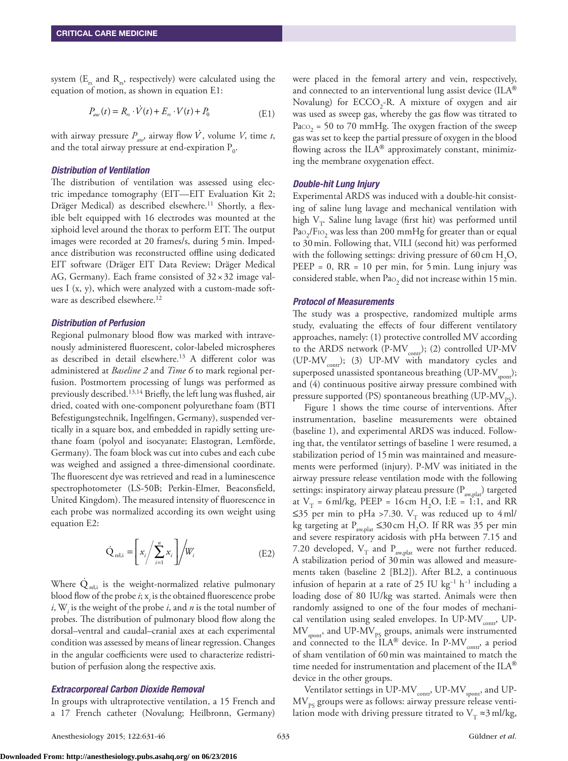system ($E_{rs}$ and $R_{rs}$, respectively) were calculated using the equation of motion, as shown in equation E1:

$$P_{aw}(t) = R_{rs} \cdot \dot{V}(t) + E_{rs} \cdot V(t) + P_0 \quad \text{(E1)}$$

with airway pressure $P_{aw}$, airway flow $\dot{V}$, volume $V$, time $t$, and the total airway pressure at end-expiration $P_0$.

### *Distribution of Ventilation*

The distribution of ventilation was assessed using electric impedance tomography (EIT—EIT Evaluation Kit 2; Dräger Medical) as described elsewhere.[11] Shortly, a flexible belt equipped with 16 electrodes was mounted at the xiphoid level around the thorax to perform EIT. The output images were recorded at 20 frames/s, during 5 min. Impedance distribution was reconstructed offline using dedicated EIT software (Dräger EIT Data Review; Dräger Medical AG, Germany). Each frame consisted of 32 × 32 image values I (x, y), which were analyzed with a custom-made software as described elsewhere.[12]

### *Distribution of Perfusion*

Regional pulmonary blood flow was marked with intravenously administered fluorescent, color-labeled microspheres as described in detail elsewhere.[13] A different color was administered at *Baseline 2* and *Time 6* to mark regional perfusion. Postmortem processing of lungs was performed as previously described.[13,14] Briefly, the left lung was flushed, air dried, coated with one-component polyurethane foam (BTI Befestigungstechnik, Ingelfingen, Germany), suspended vertically in a square box, and embedded in rapidly setting urethane foam (polyol and isocyanate; Elastogran, Lemförde, Germany). The foam block was cut into cubes and each cube was weighed and assigned a three-dimensional coordinate. The fluorescent dye was retrieved and read in a luminescence spectrophotometer (LS-50B; Perkin-Elmer, Beaconsfield, United Kingdom). The measured intensity of fluorescence in each probe was normalized according its own weight using equation E2:

$$\dot{Q}_{rel,i} = \left[ x_i \Big/ \sum_{i=1}^{n} x_i \right] \Big/ W_i \quad \text{(E2)}$$

Where $\dot{Q}_{rel,i}$ is the weight-normalized relative pulmonary blood flow of the probe $i$; $x_i$ is the obtained fluorescence probe $i$, $W_i$ is the weight of the probe $i$, and $n$ is the total number of probes. The distribution of pulmonary blood flow along the dorsal–ventral and caudal–cranial axes at each experimental condition was assessed by means of linear regression. Changes in the angular coefficients were used to characterize redistribution of perfusion along the respective axis.

### *Extracorporeal Carbon Dioxide Removal*

In groups with ultraprotective ventilation, a 15 French and a 17 French catheter (Novalung; Heilbronn, Germany) were placed in the femoral artery and vein, respectively, and connected to an interventional lung assist device (ILA® Novalung) for $ECCO_2$-R. A mixture of oxygen and air was used as sweep gas, whereby the gas flow was titrated to $Pa_{CO_2}$ = 50 to 70 mmHg. The oxygen fraction of the sweep gas was set to keep the partial pressure of oxygen in the blood flowing across the ILA® approximately constant, minimizing the membrane oxygenation effect.

### *Double-hit Lung Injury*

Experimental ARDS was induced with a double-hit consisting of saline lung lavage and mechanical ventilation with high $V_T$. Saline lung lavage (first hit) was performed until $Pa_{O_2}/F_{IO_2}$ was less than 200 mmHg for greater than or equal to 30 min. Following that, VILI (second hit) was performed with the following settings: driving pressure of 60 cm $H_2O$, PEEP = 0, RR = 10 per min, for 5 min. Lung injury was considered stable, when $Pa_{O_2}$ did not increase within 15 min.

### *Protocol of Measurements*

The study was a prospective, randomized multiple arms study, evaluating the effects of four different ventilatory approaches, namely: (1) protective controlled MV according to the ARDS network (P-$MV_{contr}$); (2) controlled UP-MV (UP-$MV_{contr}$); (3) UP-MV with mandatory cycles and superposed unassisted spontaneous breathing (UP-$MV_{spont}$); and (4) continuous positive airway pressure combined with pressure supported (PS) spontaneous breathing (UP-$MV_{PS}$).

Figure 1 shows the time course of interventions. After instrumentation, baseline measurements were obtained (baseline 1), and experimental ARDS was induced. Following that, the ventilator settings of baseline 1 were resumed, a stabilization period of 15 min was maintained and measurements were performed (injury). P-MV was initiated in the airway pressure release ventilation mode with the following settings: inspiratory airway plateau pressure ($P_{aw,plat}$) targeted at $V_T$ = 6 ml/kg, PEEP = 16 cm $H_2O$, I:E = 1:1, and RR ≤35 per min to pHa >7.30. $V_T$ was reduced up to 4 ml/kg targeting at $P_{aw,plat}$ ≤30 cm $H_2O$. If RR was 35 per min and severe respiratory acidosis with pHa between 7.15 and 7.20 developed, $V_T$ and $P_{aw,plat}$ were not further reduced. A stabilization period of 30 min was allowed and measurements taken (baseline 2 [BL2]). After BL2, a continuous infusion of heparin at a rate of 25 IU $kg^{-1}$ $h^{-1}$ including a loading dose of 80 IU/kg was started. Animals were then randomly assigned to one of the four modes of mechanical ventilation using sealed envelopes. In UP-$MV_{contr}$, UP-$MV_{spont}$, and UP-$MV_{PS}$ groups, animals were instrumented and connected to the ILA® device. In P-$MV_{contr}$, a period of sham ventilation of 60 min was maintained to match the time needed for instrumentation and placement of the ILA® device in the other groups.

Ventilator settings in UP-$MV_{contr}$, UP-$MV_{spont}$, and UP-$MV_{PS}$ groups were as follows: airway pressure release ventilation mode with driving pressure titrated to $V_T$ ≈3 ml/kg,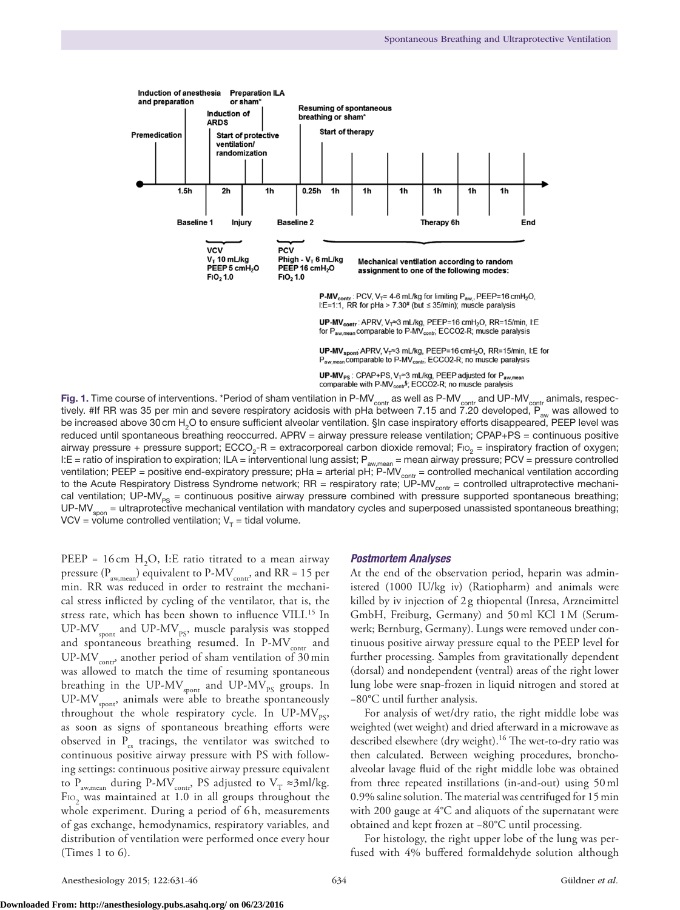Fig. 1. Time course of interventions. *Period of sham ventilation in P-$MV_{contr}$ as well as P-$MV_{contr}$ and UP-$MV_{contr}$ animals, respectively. #If RR was 35 per min and severe respiratory acidosis with pHa between 7.15 and 7.20 developed, $P_{aw}$ was allowed to be increased above 30 cm $H_2O$ to ensure sufficient alveolar ventilation. §In case inspiratory efforts disappeared, PEEP level was reduced until spontaneous breathing reoccurred. APRV = airway pressure release ventilation; CPAP+PS = continuous positive airway pressure + pressure support; $ECCO_2$-R = extracorporeal carbon dioxide removal; $FIO_2$ = inspiratory fraction of oxygen; I:E = ratio of inspiration to expiration; ILA = interventional lung assist; $P_{aw,mean}$ = mean airway pressure; PCV = pressure controlled ventilation; PEEP = positive end-expiratory pressure; pHa = arterial pH; P-$MV_{contr}$ = controlled mechanical ventilation according to the Acute Respiratory Distress Syndrome network; RR = respiratory rate; UP-$MV_{contr}$ = controlled ultraprotective mechanical ventilation; UP-$MV_{PS}$ = continuous positive airway pressure combined with pressure supported spontaneous breathing; UP-$MV_{spon}$ = ultraprotective mechanical ventilation with mandatory cycles and superposed unassisted spontaneous breathing; VCV = volume controlled ventilation; $V_T$ = tidal volume.

PEEP = 16 cm $H_2O$, I:E ratio titrated to a mean airway pressure ($P_{aw,mean}$) equivalent to P-$MV_{contr}$, and RR = 15 per min. RR was reduced in order to restraint the mechanical stress inflicted by cycling of the ventilator, that is, the stress rate, which has been shown to influence VILI.[15] In UP-$MV_{spont}$ and UP-$MV_{PS}$, muscle paralysis was stopped and spontaneous breathing resumed. In P-$MV_{contr}$ and UP-$MV_{contr}$, another period of sham ventilation of 30 min was allowed to match the time of resuming spontaneous breathing in the UP-$MV_{spont}$ and UP-$MV_{PS}$ groups. In UP-$MV_{spont}$, animals were able to breathe spontaneously throughout the whole respiratory cycle. In UP-$MV_{PS}$, as soon as signs of spontaneous breathing efforts were observed in $P_{es}$ tracings, the ventilator was switched to continuous positive airway pressure with PS with following settings: continuous positive airway pressure equivalent to $P_{aw,mean}$ during P-$MV_{contr}$, PS adjusted to $V_T$ ≈3ml/kg. $FIO_2$ was maintained at 1.0 in all groups throughout the whole experiment. During a period of 6 h, measurements of gas exchange, hemodynamics, respiratory variables, and distribution of ventilation were performed once every hour (Times 1 to 6).

### *Postmortem Analyses*

At the end of the observation period, heparin was administered (1000 IU/kg iv) (Ratiopharm) and animals were killed by iv injection of 2 g thiopental (Inresa, Arzneimittel GmbH, Freiburg, Germany) and 50 ml KCl 1 M (Serumwerk; Bernburg, Germany). Lungs were removed under continuous positive airway pressure equal to the PEEP level for further processing. Samples from gravitationally dependent (dorsal) and nondependent (ventral) areas of the right lower lung lobe were snap-frozen in liquid nitrogen and stored at −80°C until further analysis.

For analysis of wet/dry ratio, the right middle lobe was weighted (wet weight) and dried afterward in a microwave as described elsewhere (dry weight).[16] The wet-to-dry ratio was then calculated. Between weighing procedures, bronchoalveolar lavage fluid of the right middle lobe was obtained from three repeated instillations (in-and-out) using 50 ml 0.9% saline solution. The material was centrifuged for 15 min with 200 gauge at 4°C and aliquots of the supernatant were obtained and kept frozen at −80°C until processing.

For histology, the right upper lobe of the lung was perfused with 4% buffered formaldehyde solution although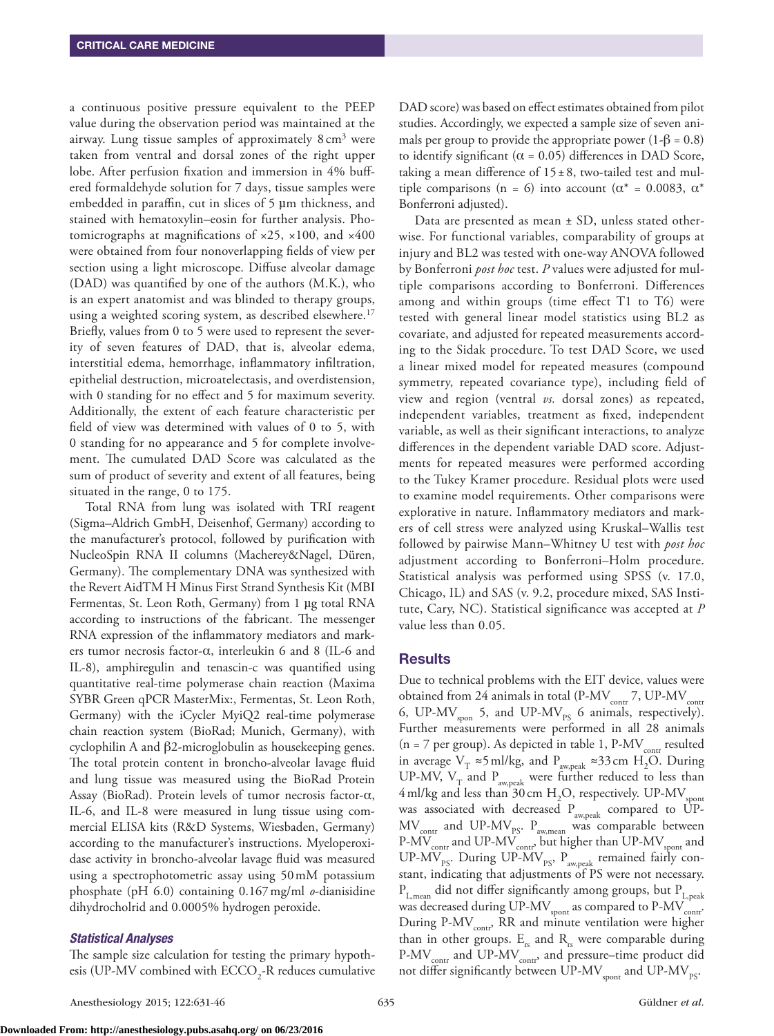a continuous positive pressure equivalent to the PEEP value during the observation period was maintained at the airway. Lung tissue samples of approximately 8 $cm^3$ were taken from ventral and dorsal zones of the right upper lobe. After perfusion fixation and immersion in 4% buffered formaldehyde solution for 7 days, tissue samples were embedded in paraffin, cut in slices of 5 µm thickness, and stained with hematoxylin–eosin for further analysis. Photomicrographs at magnifications of ×25, ×100, and ×400 were obtained from four nonoverlapping fields of view per section using a light microscope. Diffuse alveolar damage (DAD) was quantified by one of the authors (M.K.), who is an expert anatomist and was blinded to therapy groups, using a weighted scoring system, as described elsewhere.[17] Briefly, values from 0 to 5 were used to represent the severity of seven features of DAD, that is, alveolar edema, interstitial edema, hemorrhage, inflammatory infiltration, epithelial destruction, microatelectasis, and overdistension, with 0 standing for no effect and 5 for maximum severity. Additionally, the extent of each feature characteristic per field of view was determined with values of 0 to 5, with 0 standing for no appearance and 5 for complete involvement. The cumulated DAD Score was calculated as the sum of product of severity and extent of all features, being situated in the range, 0 to 175.

Total RNA from lung was isolated with TRI reagent (Sigma–Aldrich GmbH, Deisenhof, Germany) according to the manufacturer's protocol, followed by purification with NucleoSpin RNA II columns (Macherey&Nagel, Düren, Germany). The complementary DNA was synthesized with the Revert AidTM H Minus First Strand Synthesis Kit (MBI Fermentas, St. Leon Roth, Germany) from 1 µg total RNA according to instructions of the fabricant. The messenger RNA expression of the inflammatory mediators and markers tumor necrosis factor-α, interleukin 6 and 8 (IL-6 and IL-8), amphiregulin and tenascin-c was quantified using quantitative real-time polymerase chain reaction (Maxima SYBR Green qPCR MasterMix:, Fermentas, St. Leon Roth, Germany) with the iCycler MyiQ2 real-time polymerase chain reaction system (BioRad; Munich, Germany), with cyclophilin A and β2-microglobulin as housekeeping genes. The total protein content in broncho-alveolar lavage fluid and lung tissue was measured using the BioRad Protein Assay (BioRad). Protein levels of tumor necrosis factor-α, IL-6, and IL-8 were measured in lung tissue using commercial ELISA kits (R&D Systems, Wiesbaden, Germany) according to the manufacturer's instructions. Myeloperoxidase activity in broncho-alveolar lavage fluid was measured using a spectrophotometric assay using 50 mM potassium phosphate (pH 6.0) containing 0.167 mg/ml *o*-dianisidine dihydrocholrid and 0.0005% hydrogen peroxide.

### *Statistical Analyses*

The sample size calculation for testing the primary hypothesis (UP-MV combined with $ECCO_2$-R reduces cumulative DAD score) was based on effect estimates obtained from pilot studies. Accordingly, we expected a sample size of seven animals per group to provide the appropriate power ($1-\beta = 0.8$) to identify significant ($\alpha = 0.05$) differences in DAD Score, taking a mean difference of 15 ± 8, two-tailed test and multiple comparisons (n = 6) into account ($\alpha^* = 0.0083$, $\alpha^*$ Bonferroni adjusted).

Data are presented as mean ± SD, unless stated otherwise. For functional variables, comparability of groups at injury and BL2 was tested with one-way ANOVA followed by Bonferroni *post hoc* test. *P* values were adjusted for multiple comparisons according to Bonferroni. Differences among and within groups (time effect T1 to T6) were tested with general linear model statistics using BL2 as covariate, and adjusted for repeated measurements according to the Sidak procedure. To test DAD Score, we used a linear mixed model for repeated measures (compound symmetry, repeated covariance type), including field of view and region (ventral *vs.* dorsal zones) as repeated, independent variables, treatment as fixed, independent variable, as well as their significant interactions, to analyze differences in the dependent variable DAD score. Adjustments for repeated measures were performed according to the Tukey Kramer procedure. Residual plots were used to examine model requirements. Other comparisons were explorative in nature. Inflammatory mediators and markers of cell stress were analyzed using Kruskal–Wallis test followed by pairwise Mann–Whitney U test with *post hoc* adjustment according to Bonferroni–Holm procedure. Statistical analysis was performed using SPSS (v. 17.0, Chicago, IL) and SAS (v. 9.2, procedure mixed, SAS Institute, Cary, NC). Statistical significance was accepted at *P* value less than 0.05.

## Results

Due to technical problems with the EIT device, values were obtained from 24 animals in total (P-$MV_{contr}$ 7, UP-$MV_{contr}$ 6, UP-$MV_{spon}$ 5, and UP-$MV_{PS}$ 6 animals, respectively). Further measurements were performed in all 28 animals (n = 7 per group). As depicted in table 1, P-$MV_{contr}$ resulted in average $V_T$ ≈5 ml/kg, and $P_{aw,peak}$ ≈33 cm $H_2O$. During UP-MV, $V_T$ and $P_{aw,peak}$ were further reduced to less than 4 ml/kg and less than 30 cm $H_2O$, respectively. UP-$MV_{spont}$ was associated with decreased $P_{aw,peak}$ compared to UP-$MV_{contr}$ and UP-$MV_{PS}$. $P_{aw,mean}$ was comparable between P-$MV_{contr}$ and UP-$MV_{contr}$, but higher than UP-$MV_{spont}$ and UP-$MV_{PS}$. During UP-$MV_{PS}$, $P_{aw,peak}$ remained fairly constant, indicating that adjustments of PS were not necessary. $P_{L,mean}$ did not differ significantly among groups, but $P_{L,peak}$ was decreased during UP-$MV_{spont}$ as compared to P-$MV_{contr}$. During P-$MV_{contr}$, RR and minute ventilation were higher than in other groups. $E_{rs}$ and $R_{rs}$ were comparable during P-$MV_{contr}$ and UP-$MV_{contr}$, and pressure–time product did not differ significantly between UP-$MV_{spont}$ and UP-$MV_{PS}$.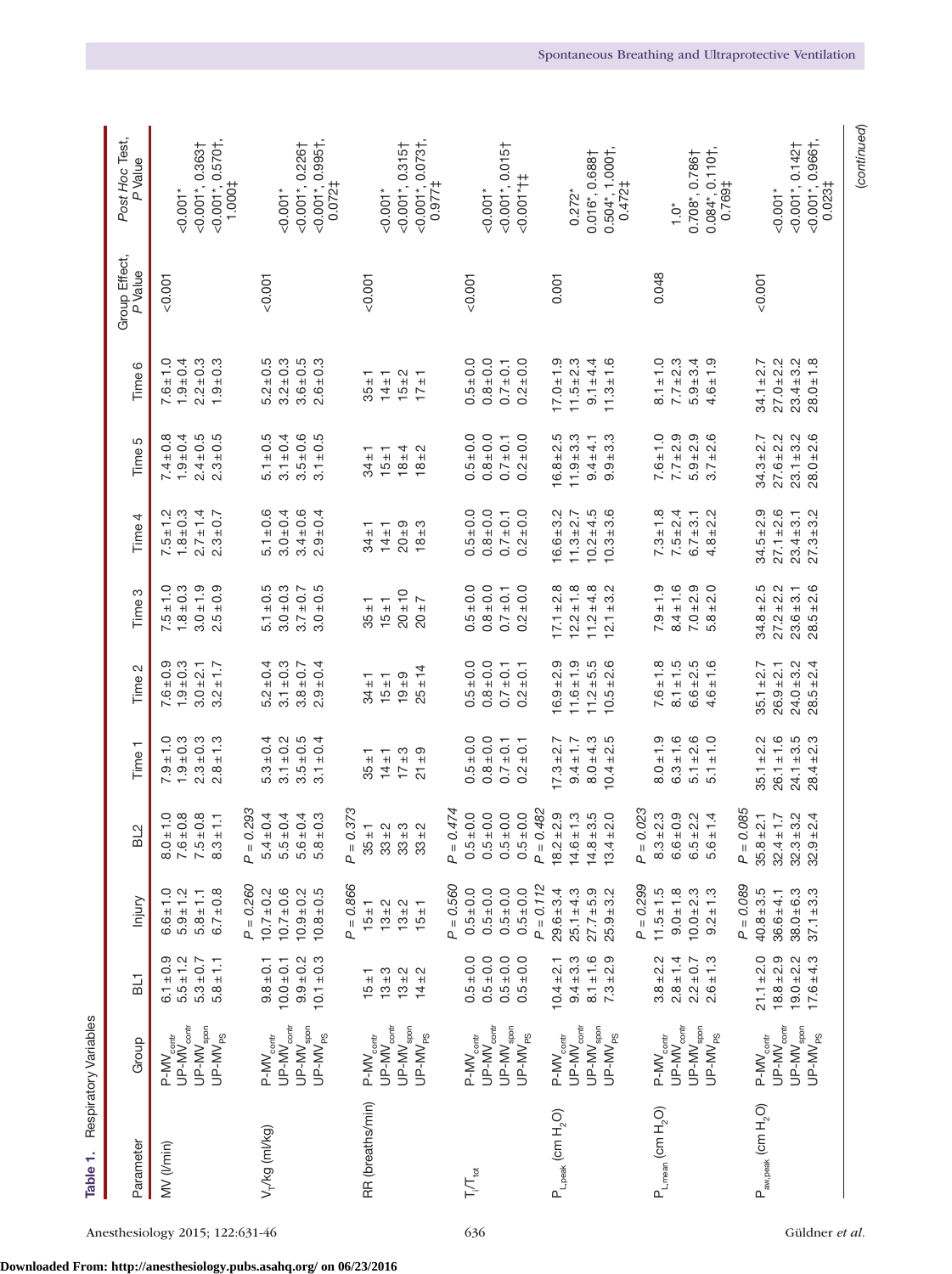**Table 1.** Respiratory Variables

| Parameter | Group | BL1 | Injury | BL2 | Time 1 | Time 2 | Time 3 | Time 4 | Time 5 | Time 6 | Group Effect, *P* Value | *Post Hoc* Test, *P* Value |
|---|---|---|---|---|---|---|---|---|---|---|---|---|
| MV (l/min) | P-$MV_{contr}$ | 6.1 ± 0.9 | 6.6 ± 1.0 | 8.0 ± 1.0 | 7.9 ± 1.0 | 7.6 ± 0.9 | 7.5 ± 1.0 | 7.5 ± 1.2 | 7.4 ± 0.8 | 7.6 ± 1.0 | <0.001 | |
| | UP-$MV_{contr}$ | 5.5 ± 1.2 | 5.9 ± 1.2 | 7.6 ± 0.8 | 1.9 ± 0.3 | 1.9 ± 0.3 | 1.8 ± 0.3 | 1.8 ± 0.3 | 1.9 ± 0.4 | 1.9 ± 0.4 | | <0.001* |
| | UP-$MV_{spon}$ | 5.3 ± 0.7 | 5.8 ± 1.1 | 7.5 ± 0.8 | 2.3 ± 0.3 | 3.0 ± 2.1 | 3.0 ± 1.9 | 2.7 ± 1.4 | 2.4 ± 0.5 | 2.2 ± 0.3 | | <0.001*, 0.363† |
| | UP-$MV_{PS}$ | 5.8 ± 1.1 | 6.7 ± 0.8 | 8.3 ± 1.1 | 2.8 ± 1.3 | 3.2 ± 1.7 | 2.5 ± 0.9 | 2.3 ± 0.7 | 2.3 ± 0.5 | 1.9 ± 0.3 | | <0.001*, 0.570†, 1.000‡ |
| | | | *P* = 0.260 | *P* = 0.293 | | | | | | | | |
| $V_T$/kg (ml/kg) | P-$MV_{contr}$ | 9.8 ± 0.1 | 10.7 ± 0.2 | 5.4 ± 0.4 | 5.3 ± 0.4 | 5.2 ± 0.4 | 5.1 ± 0.5 | 5.1 ± 0.6 | 5.1 ± 0.5 | 5.2 ± 0.5 | <0.001 | |
| | UP-$MV_{contr}$ | 10.0 ± 0.1 | 10.7 ± 0.6 | 5.5 ± 0.4 | 3.1 ± 0.2 | 3.1 ± 0.3 | 3.0 ± 0.3 | 3.0 ± 0.4 | 3.1 ± 0.4 | 3.2 ± 0.3 | | <0.001* |
| | UP-$MV_{spon}$ | 9.9 ± 0.2 | 10.9 ± 0.2 | 5.6 ± 0.4 | 3.5 ± 0.5 | 3.8 ± 0.7 | 3.7 ± 0.7 | 3.4 ± 0.6 | 3.5 ± 0.6 | 3.6 ± 0.5 | | <0.001*, 0.226† |
| | UP-$MV_{PS}$ | 10.1 ± 0.3 | 10.8 ± 0.5 | 5.8 ± 0.3 | 3.1 ± 0.4 | 2.9 ± 0.4 | 3.0 ± 0.5 | 2.9 ± 0.4 | 3.1 ± 0.5 | 2.6 ± 0.3 | | <0.001*, 0.995†, 0.072‡ |
| | | | *P* = 0.866 | *P* = 0.373 | | | | | | | | |
| RR (breaths/min) | P-$MV_{contr}$ | 15 ± 1 | 15 ± 1 | 35 ± 1 | 35 ± 1 | 34 ± 1 | 35 ± 1 | 34 ± 1 | 34 ± 1 | 35 ± 1 | <0.001 | |
| | UP-$MV_{contr}$ | 13 ± 3 | 13 ± 2 | 33 ± 2 | 14 ± 1 | 15 ± 1 | 15 ± 1 | 14 ± 1 | 15 ± 1 | 14 ± 1 | | <0.001* |
| | UP-$MV_{spon}$ | 13 ± 2 | 13 ± 2 | 33 ± 3 | 17 ± 3 | 19 ± 9 | 20 ± 10 | 20 ± 9 | 18 ± 4 | 15 ± 2 | | <0.001*, 0.315† |
| | UP-$MV_{PS}$ | 14 ± 2 | 15 ± 1 | 33 ± 2 | 21 ± 9 | 25 ± 14 | 20 ± 7 | 18 ± 3 | 18 ± 2 | 17 ± 1 | | <0.001*, 0.073†, 0.977‡ |
| | | | *P* = 0.560 | *P* = 0.474 | | | | | | | | |
| $T_I/T_{tot}$ | P-$MV_{contr}$ | 0.5 ± 0.0 | 0.5 ± 0.0 | 0.5 ± 0.0 | 0.5 ± 0.0 | 0.5 ± 0.0 | 0.5 ± 0.0 | 0.5 ± 0.0 | 0.5 ± 0.0 | 0.5 ± 0.0 | <0.001 | |
| | UP-$MV_{contr}$ | 0.5 ± 0.0 | 0.5 ± 0.0 | 0.5 ± 0.0 | 0.8 ± 0.0 | 0.8 ± 0.0 | 0.8 ± 0.0 | 0.8 ± 0.0 | 0.8 ± 0.0 | 0.8 ± 0.0 | | <0.001* |
| | UP-$MV_{spon}$ | 0.5 ± 0.0 | 0.5 ± 0.0 | 0.5 ± 0.0 | 0.7 ± 0.1 | 0.7 ± 0.1 | 0.7 ± 0.1 | 0.7 ± 0.1 | 0.7 ± 0.1 | 0.7 ± 0.1 | | <0.001*, 0.015† |
| | UP-$MV_{PS}$ | 0.5 ± 0.0 | 0.5 ± 0.0 | 0.5 ± 0.0 | 0.2 ± 0.1 | 0.2 ± 0.1 | 0.2 ± 0.0 | 0.2 ± 0.0 | 0.2 ± 0.0 | 0.2 ± 0.0 | | <0.001*†‡ |
| | | | *P* = 0.112 | *P* = 0.482 | | | | | | | | |
| $P_{L,peak}$ (cm $H_2O$) | P-$MV_{contr}$ | 10.4 ± 2.1 | 29.6 ± 3.4 | 18.2 ± 2.9 | 17.3 ± 2.7 | 16.9 ± 2.9 | 17.1 ± 2.8 | 16.6 ± 3.2 | 16.8 ± 2.5 | 17.0 ± 1.9 | 0.001 | |
| | UP-$MV_{contr}$ | 9.4 ± 3.3 | 25.1 ± 4.3 | 14.6 ± 1.3 | 9.4 ± 1.7 | 11.6 ± 1.9 | 12.2 ± 1.8 | 11.3 ± 2.7 | 11.9 ± 3.3 | 11.5 ± 2.3 | | 0.272* |
| | UP-$MV_{spon}$ | 8.1 ± 1.6 | 27.7 ± 5.9 | 14.8 ± 3.5 | 8.0 ± 4.3 | 11.2 ± 5.5 | 11.2 ± 4.8 | 10.2 ± 4.5 | 9.4 ± 4.1 | 9.1 ± 4.4 | | 0.016*, 0.688† |
| | UP-$MV_{PS}$ | 7.3 ± 2.9 | 25.9 ± 3.2 | 13.4 ± 2.0 | 10.4 ± 2.5 | 10.5 ± 2.6 | 12.1 ± 3.2 | 10.3 ± 3.6 | 9.9 ± 3.3 | 11.3 ± 1.6 | | 0.504*, 1.000†, 0.472‡ |
| | | | *P* = 0.299 | *P* = 0.023 | | | | | | | | |
| $P_{L,mean}$ (cm $H_2O$) | P-$MV_{contr}$ | 3.8 ± 2.2 | 11.5 ± 1.5 | 8.3 ± 2.3 | 8.0 ± 1.9 | 7.6 ± 1.8 | 7.9 ± 1.9 | 7.3 ± 1.8 | 7.6 ± 1.0 | 8.1 ± 1.0 | 0.048 | |
| | UP-$MV_{contr}$ | 2.8 ± 1.4 | 9.0 ± 1.8 | 6.6 ± 0.9 | 6.3 ± 1.6 | 8.1 ± 1.5 | 8.4 ± 1.6 | 7.5 ± 2.4 | 7.7 ± 2.9 | 7.7 ± 2.3 | | 1.0* |
| | UP-$MV_{spon}$ | 2.2 ± 0.7 | 10.0 ± 2.3 | 6.5 ± 2.2 | 5.1 ± 2.6 | 6.6 ± 2.5 | 7.0 ± 2.9 | 6.7 ± 3.1 | 5.9 ± 2.9 | 5.9 ± 3.4 | | 0.708*, 0.786† |
| | UP-$MV_{PS}$ | 2.6 ± 1.3 | 9.2 ± 1.3 | 5.6 ± 1.4 | 5.1 ± 1.0 | 4.6 ± 1.6 | 5.8 ± 2.0 | 4.8 ± 2.2 | 3.7 ± 2.6 | 4.6 ± 1.9 | | 0.084*, 0.110†, 0.769‡ |
| | | | *P* = 0.089 | *P* = 0.085 | | | | | | | | |
| $P_{aw,peak}$ (cm $H_2O$) | P-$MV_{contr}$ | 21.1 ± 2.0 | 40.8 ± 3.5 | 35.8 ± 2.1 | 35.1 ± 2.2 | 35.1 ± 2.7 | 34.8 ± 2.5 | 34.5 ± 2.9 | 34.3 ± 2.7 | 34.1 ± 2.7 | <0.001 | |
| | UP-$MV_{contr}$ | 18.8 ± 2.9 | 36.6 ± 4.1 | 32.4 ± 1.7 | 26.1 ± 1.6 | 26.9 ± 2.1 | 27.2 ± 2.2 | 27.1 ± 2.6 | 27.6 ± 2.2 | 27.0 ± 2.2 | | <0.001* |
| | UP-$MV_{spon}$ | 19.0 ± 2.2 | 38.0 ± 6.3 | 32.3 ± 3.2 | 24.1 ± 3.5 | 24.0 ± 3.2 | 23.6 ± 3.1 | 23.4 ± 3.1 | 23.1 ± 3.2 | 23.4 ± 3.2 | | <0.001*, 0.142† |
| | UP-$MV_{PS}$ | 17.6 ± 4.3 | 37.1 ± 3.3 | 32.9 ± 2.4 | 28.4 ± 2.3 | 28.5 ± 2.4 | 28.5 ± 2.6 | 27.3 ± 3.2 | 28.0 ± 2.6 | 28.0 ± 1.8 | | <0.001*, 0.966†, 0.023‡ |

(*continued*)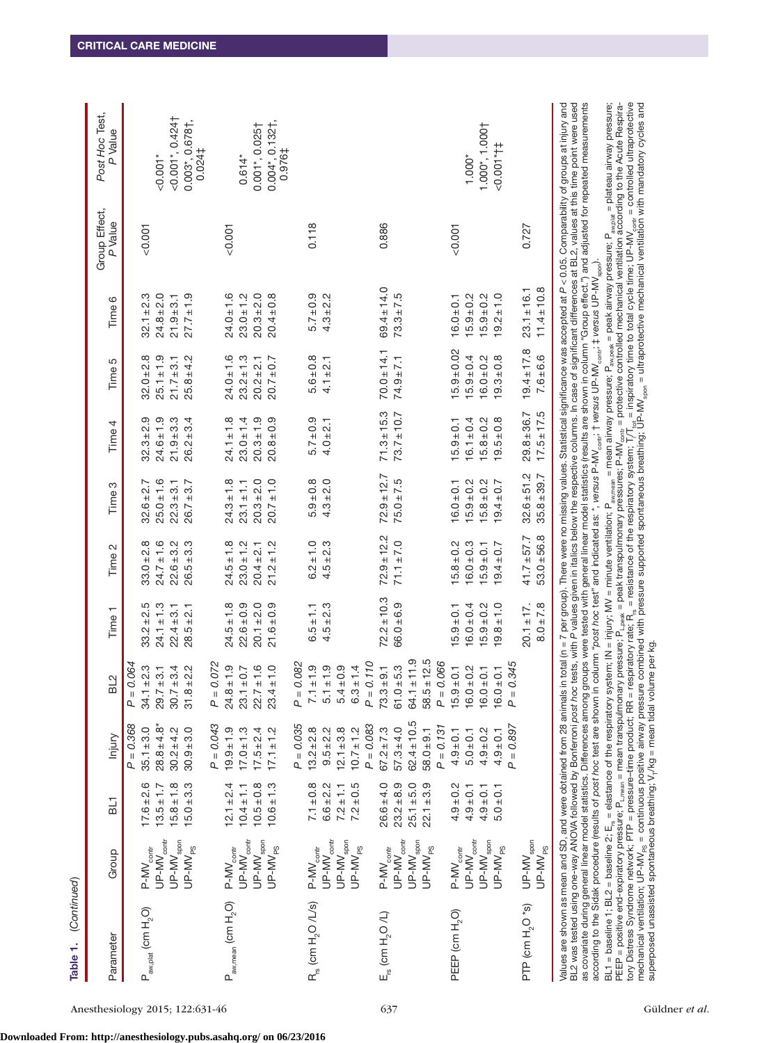**Table 1.** (Continued)

| Parameter | Group | BL1 | Injury | BL2 | Time 1 | Time 2 | Time 3 | Time 4 | Time 5 | Time 6 | Group Effect, *P* Value | *Post Hoc* Test, *P* Value |
|---|---|---|---|---|---|---|---|---|---|---|---|---|
| $P_{aw,plat}$ (cm $H_2O$) | | | *P = 0.368* | *P = 0.064* | | | | | | | | |
| | P-MV$_{contr}$ | 17.6 ± 2.6 | 35.1 ± 3.0 | 34.1 ± 2.3 | 33.2 ± 2.5 | 33.0 ± 2.8 | 32.6 ± 2.7 | 32.3 ± 2.9 | 32.0 ± 2.8 | 32.1 ± 2.3 | <0.001 | |
| | UP-MV$_{contr}$ | 13.5 ± 1.7 | 28.8 ± 4.8* | 29.7 ± 3.1 | 24.1 ± 1.3 | 24.7 ± 1.6 | 25.0 ± 1.6 | 24.6 ± 1.9 | 25.1 ± 1.9 | 24.8 ± 2.0 | | <0.001* |
| | UP-MV$_{spon}$ | 15.8 ± 1.8 | 30.2 ± 4.2 | 30.7 ± 3.4 | 22.4 ± 3.1 | 22.6 ± 3.2 | 22.3 ± 3.1 | 21.9 ± 3.3 | 21.7 ± 3.1 | 21.9 ± 3.1 | | <0.001*, 0.424† |
| | UP-MV$_{PS}$ | 15.0 ± 3.3 | 30.9 ± 3.0 | 31.8 ± 2.2 | 28.5 ± 2.1 | 26.5 ± 3.3 | 26.7 ± 3.7 | 26.2 ± 3.4 | 25.8 ± 4.2 | 27.7 ± 1.9 | | 0.003*, 0.678†, 0.024‡ |
| $P_{aw,mean}$ (cm $H_2O$) | | | *P = 0.043* | *P = 0.072* | | | | | | | | |
| | P-MV$_{contr}$ | 12.1 ± 2.4 | 19.9 ± 1.9 | 24.8 ± 1.9 | 24.5 ± 1.8 | 24.5 ± 1.8 | 24.3 ± 1.8 | 24.1 ± 1.8 | 24.0 ± 1.6 | 24.0 ± 1.6 | <0.001 | |
| | UP-MV$_{contr}$ | 10.4 ± 1.1 | 17.0 ± 1.3 | 23.1 ± 0.7 | 22.6 ± 0.9 | 23.0 ± 1.2 | 23.1 ± 1.1 | 23.0 ± 1.4 | 23.2 ± 1.3 | 23.0 ± 1.2 | | 0.614* |
| | UP-MV$_{spon}$ | 10.5 ± 0.8 | 17.5 ± 2.4 | 22.7 ± 1.6 | 20.1 ± 2.0 | 20.4 ± 2.1 | 20.3 ± 2.0 | 20.3 ± 1.9 | 20.2 ± 2.1 | 20.3 ± 2.0 | | 0.001*, 0.025† |
| | UP-MV$_{PS}$ | 10.6 ± 1.3 | 17.1 ± 1.2 | 23.4 ± 1.0 | 21.6 ± 0.9 | 21.2 ± 1.2 | 20.7 ± 1.0 | 20.8 ± 0.9 | 20.7 ± 0.7 | 20.4 ± 0.8 | | 0.004*, 0.132†, 0.976‡ |
| $R_{rs}$ (cm $H_2O$ /L/s) | | | *P = 0.035* | *P = 0.082* | | | | | | | | |
| | P-MV$_{contr}$ | 7.1 ± 0.8 | 13.2 ± 2.8 | 7.1 ± 1.9 | | | | | | | | |
| | UP-MV$_{contr}$ | 6.6 ± 2.2 | 9.5 ± 2.2 | 5.1 ± 1.9 | | | | | | | | |
| | UP-MV$_{spon}$ | 7.2 ± 1.1 | 12.1 ± 3.8 | 5.4 ± 0.9 | 6.5 ± 1.1 | 6.2 ± 1.0 | 5.9 ± 0.8 | 5.7 ± 0.9 | 5.6 ± 0.8 | 5.7 ± 0.9 | 0.118 | |
| | UP-MV$_{PS}$ | 7.2 ± 0.5 | 10.7 ± 1.2 | 6.3 ± 1.4 | 4.5 ± 2.3 | 4.5 ± 2.3 | 4.3 ± 2.0 | 4.0 ± 2.1 | 4.1 ± 2.1 | 4.3 ± 2.2 | | |
| $E_{rs}$ (cm $H_2O$ /L) | | | *P = 0.083* | *P = 0.110* | | | | | | | | |
| | P-MV$_{contr}$ | 26.6 ± 4.0 | 67.2 ± 7.3 | 73.3 ± 9.1 | | | | | | | | |
| | UP-MV$_{contr}$ | 23.2 ± 8.9 | 57.3 ± 4.0 | 61.0 ± 5.3 | | | | | | | | |
| | UP-MV$_{spon}$ | 25.1 ± 5.0 | 62.4 ± 10.5 | 64.1 ± 11.9 | 72.2 ± 10.3 | 72.9 ± 12.2 | 72.9 ± 12.7 | 71.3 ± 15.3 | 70.0 ± 14.1 | 69.4 ± 14.0 | 0.886 | |
| | UP-MV$_{PS}$ | 22.1 ± 3.9 | 58.0 ± 9.1 | 58.5 ± 12.5 | 66.0 ± 6.9 | 71.1 ± 7.0 | 75.0 ± 7.5 | 73.7 ± 10.7 | 74.9 ± 7.1 | 73.3 ± 7.5 | | |
| PEEP (cm $H_2O$) | | | *P = 0.131* | *P = 0.066* | | | | | | | | |
| | P-MV$_{contr}$ | 4.9 ± 0.2 | 4.9 ± 0.1 | 15.9 ± 0.1 | 15.9 ± 0.1 | 15.8 ± 0.2 | 16.0 ± 0.1 | 15.9 ± 0.1 | 15.9 ± 0.02 | 16.0 ± 0.1 | <0.001 | |
| | UP-MV$_{contr}$ | 4.9 ± 0.1 | 5.0 ± 0.1 | 16.0 ± 0.2 | 16.0 ± 0.4 | 16.0 ± 0.3 | 15.9 ± 0.2 | 16.1 ± 0.4 | 15.9 ± 0.4 | 15.9 ± 0.2 | | 1.000* |
| | UP-MV$_{spon}$ | 4.9 ± 0.1 | 4.9 ± 0.2 | 16.0 ± 0.1 | 15.9 ± 0.2 | 15.9 ± 0.1 | 15.8 ± 0.2 | 15.8 ± 0.2 | 16.0 ± 0.2 | 15.9 ± 0.2 | | 1.000*, 1.000† |
| | UP-MV$_{PS}$ | 5.0 ± 0.1 | 4.9 ± 0.1 | 16.0 ± 0.1 | 19.8 ± 1.0 | 19.4 ± 0.7 | 19.4 ± 0.7 | 19.5 ± 0.8 | 19.3 ± 0.8 | 19.2 ± 1.0 | | <0.001*†‡ |
| PTP (cm $H_2O$ *s) | | | *P = 0.897* | *P = 0.345* | | | | | | | | |
| | UP-MV$_{spon}$ | | | | 20.1 ± 17. | 41.7 ± 57.7 | 32.6 ± 51.2 | 29.8 ± 36.7 | 19.4 ± 17.8 | 23.1 ± 16.1 | 0.727 | |
| | UP-MV$_{PS}$ | | | | 8.0 ± 7.8 | 53.0 ± 56.8 | 35.8 ± 39.7 | 17.5 ± 17.5 | 7.6 ± 6.6 | 11.4 ± 10.8 | | |

Values are shown as mean and SD, and were obtained from 28 animals in total (n = 7 per group). There were no missing values. Statistical significance was accepted at *P* < 0.05. Comparability of groups at injury and BL2 was tested using one-way ANOVA followed by Bonferroni *post hoc* tests, with *P* values given in italics below the respective columns. In case of significant differences at BL2, values at this time point were used as covariate during general linear model statistics. Differences among groups were tested with general linear model statistics (results are shown in column "Group effect,") and adjusted for repeated measurements according to the Sidak procedure (results of *post hoc* test are shown in column "*post hoc* test" and indicated as: *, *versus* P-MV$_{contr}$; † *versus* UP-MV$_{contr}$; ‡ *versus* UP-MV$_{spon}$).

BL1 = baseline 1; BL2 = baseline 2; $E_{rs}$ = elastance of the respiratory system; IN = injury; MV = minute ventilation; $P_{aw,mean}$ = mean airway pressure; $P_{aw,peak}$ = peak airway pressure; $P_{aw,plat}$ = plateau airway pressure; PEEP = positive end-expiratory pressure; $P_{L,mean}$ = mean transpulmonary pressure; $P_{L,peak}$ = peak transpulmonary pressures; P-MV$_{contr}$ = protective controlled mechanical ventilation according to the Acute Respiratory Distress Syndrome network; PTP = pressure–time product; RR = respiratory rate; $R_{rs}$ = resistance of the respiratory system; $T_I/T_{tot}$ = inspiratory time to total cycle time; UP-MV$_{contr}$ = controlled ultraprotective mechanical ventilation; UP-MV$_{PS}$ = continuous positive airway pressure combined with pressure supported spontaneous breathing; UP-MV$_{spon}$ = ultraprotective mechanical ventilation with mandatory cycles and superposed unassisted spontaneous breathing; $V_T$/kg = mean tidal volume per kg.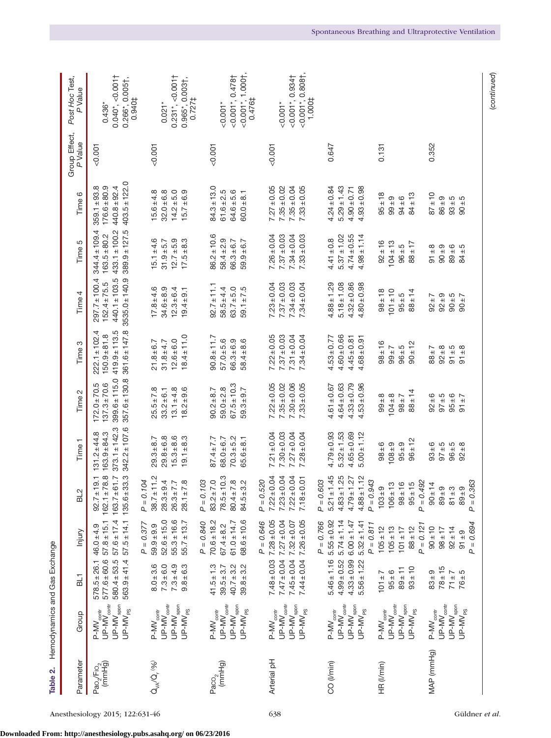**Table 2.** Hemodynamics and Gas Exchange

| Parameter | Group | BL1 | Injury | BL2 | Time 1 | Time 2 | Time 3 | Time 4 | Time 5 | Time 6 | Group Effect, *P* Value | *Post Hoc* Test, *P* Value |
|---|---|---|---|---|---|---|---|---|---|---|---|---|
| $Pa_{O_2}/FI_{O_2}$ (mmHg) | P-$MV_{contr}$ | 578.5 ± 26.1 | 46.0 ± 4.9 | 92.7 ± 19.1 | 131.2 ± 44.8 | 172.0 ± 70.5 | 222.1 ± 102.4 | 297.7 ± 100.4 | 344.4 ± 109.4 | 359.1 ± 93.8 | <0.001 | |
| | UP-$MV_{contr}$ | 577.6 ± 60.6 | 57.8 ± 15.1 | 162.1 ± 78.8 | 163.9 ± 84.3 | 137.3 ± 70.6 | 150.9 ± 81.8 | 152.4 ± 75.5 | 163.5 ± 80.2 | 176.6 ± 80.9 | | 0.436* |
| | UP-$MV_{spon}$ | 580.4 ± 53.5 | 57.6 ± 17.4 | 163.7 ± 61.7 | 373.1 ± 142.3 | 399.6 ± 115.0 | 419.9 ± 113.5 | 440.1 ± 103.5 | 433.1 ± 100.2 | 440.8 ± 92.4 | | 0.040*, <0.001† |
| | UP-$MV_{PS}$ | 563.9 ± 41.4 | 57.5 ± 14.1 | 135.6 ± 33.3 | 342.2 ± 107.6 | 357.6 ± 130.8 | 361.6 ± 147.8 | 3535.0 ± 140.9 | 389.9 ± 127.5 | 403.5 ± 122.0 | | 0.266*, 0.005†, 0.940‡ |
| | | | *P* = 0.377 | *P* = 0.104 | | | | | | | | |
| $\dot{Q}_{VA}/\dot{Q}_T$ (%) | P-$MV_{contr}$ | 8.0 ± 3.6 | 59.9 ± 9.9 | 38.7 ± 11.2 | 29.3 ± 8.7 | 25.5 ± 7.8 | 21.8 ± 6.7 | 17.8 ± 4.6 | 15.1 ± 4.6 | 15.6 ± 4.8 | <0.001 | |
| | UP-$MV_{contr}$ | 7.3 ± 6.0 | 52.6 ± 15.0 | 28.3 ± 9.4 | 29.8 ± 6.8 | 33.2 ± 6.1 | 31.8 ± 4.7 | 34.6 ± 8.9 | 31.9 ± 5.7 | 32.0 ± 6.8 | | 0.021* |
| | UP-$MV_{spon}$ | 7.3 ± 4.9 | 55.3 ± 16.6 | 26.3 ± 7.7 | 15.3 ± 8.6 | 13.1 ± 4.8 | 12.6 ± 6.0 | 12.3 ± 6.4 | 12.7 ± 5.9 | 14.2 ± 5.0 | | 0.231*, <0.001† |
| | UP-$MV_{PS}$ | 9.8 ± 6.3 | 55.7 ± 13.7 | 28.1 ± 7.8 | 19.1 ± 8.3 | 18.2 ± 9.6 | 18.4 ± 11.0 | 19.4 ± 9.1 | 17.5 ± 8.3 | 15.7 ± 6.9 | | 0.965*, 0.003†, 0.727‡ |
| | | | *P* = 0.840 | *P* = 0.103 | | | | | | | | |
| $Pa_{CO_2}$ (mmHg) | P-$MV_{contr}$ | 41.5 ± 1.3 | 70.6 ± 18.2 | 83.2 ± 7.0 | 87.4 ± 7.7 | 90.2 ± 8.7 | 90.8 ± 11.7 | 92.7 ± 11.1 | 86.2 ± 10.6 | 84.3 ± 13.0 | <0.001 | |
| | UP-$MV_{contr}$ | 39.5 ± 3.7 | 67.4 ± 8.2 | 78.5 ± 10.3 | 68.0 ± 6.7 | 59.0 ± 2.8 | 57.0 ± 5.6 | 58.5 ± 4.4 | 58.4 ± 2.9 | 61.6 ± 2.5 | | <0.001* |
| | UP-$MV_{spon}$ | 40.7 ± 3.2 | 61.0 ± 14.7 | 80.4 ± 7.8 | 70.3 ± 5.2 | 67.5 ± 10.3 | 66.3 ± 6.9 | 63.7 ± 5.0 | 66.3 ± 6.7 | 64.6 ± 5.6 | | <0.001*, 0.478† |
| | UP-$MV_{PS}$ | 39.8 ± 3.2 | 68.6 ± 10.6 | 84.5 ± 3.2 | 65.6 ± 8.1 | 59.3 ± 9.7 | 58.4 ± 8.6 | 59.1 ± 7.5 | 59.9 ± 6.7 | 60.0 ± 8.1 | | <0.001*, 1.000†, 0.476‡ |
| | | | *P* = 0.646 | *P* = 0.520 | | | | | | | | |
| Arterial pH | P-$MV_{contr}$ | 7.48 ± 0.03 | 7.28 ± 0.05 | 7.22 ± 0.04 | 7.21 ± 0.04 | 7.22 ± 0.05 | 7.22 ± 0.05 | 7.23 ± 0.04 | 7.26 ± 0.04 | 7.27 ± 0.05 | <0.001 | |
| | UP-$MV_{contr}$ | 7.47 ± 0.04 | 7.27 ± 0.04 | 7.23 ± 0.04 | 7.30 ± 0.03 | 7.35 ± 0.02 | 7.37 ± 0.03 | 7.37 ± 0.03 | 7.37 ± 0.03 | 7.35 ± 0.02 | | <0.001* |
| | UP-$MV_{spon}$ | 7.45 ± 0.04 | 7.32 ± 0.07 | 7.22 ± 0.04 | 7.27 ± 0.04 | 7.30 ± 0.06 | 7.31 ± 0.04 | 7.34 ± 0.03 | 7.34 ± 0.04 | 7.35 ± 0.04 | | <0.001*, 0.934† |
| | UP-$MV_{PS}$ | 7.44 ± 0.04 | 7.26 ± 0.05 | 7.18 ± 0.01 | 7.28 ± 0.04 | 7.33 ± 0.05 | 7.34 ± 0.04 | 7.34 ± 0.04 | 7.33 ± 0.03 | 7.33 ± 0.05 | | <0.001*, 0.808†, 1.000‡ |
| | | | *P* = 0.766 | *P* = 0.603 | | | | | | | | |
| CO (l/min) | P-$MV_{contr}$ | 5.46 ± 1.16 | 5.55 ± 0.92 | 5.21 ± 1.45 | 4.79 ± 0.93 | 4.61 ± 0.67 | 4.53 ± 0.77 | 4.88 ± 1.29 | 4.41 ± 0.8 | 4.24 ± 0.84 | 0.647 | |
| | UP-$MV_{contr}$ | 4.99 ± 0.52 | 5.74 ± 1.14 | 4.83 ± 1.25 | 5.32 ± 1.53 | 4.64 ± 0.63 | 4.60 ± 0.66 | 5.18 ± 1.08 | 5.37 ± 1.02 | 5.29 ± 1.43 | | |
| | UP-$MV_{spon}$ | 4.33 ± 0.99 | 6.00 ± 1.47 | 4.79 ± 1.27 | 4.65 ± 0.69 | 4.33 ± 0.79 | 4.45 ± 0.81 | 4.32 ± 0.86 | 4.74 ± 0.55 | 4.90 ± 0.71 | | |
| | UP-$MV_{PS}$ | 5.56 ± 1.22 | 5.32 ± 1.41 | 4.88 ± 1.12 | 5.00 ± 1.12 | 4.53 ± 0.96 | 4.68 ± 0.91 | 4.80 ± 0.98 | 4.98 ± 1.14 | 4.93 ± 0.98 | | |
| | | | *P* = 0.811 | *P* = 0.943 | | | | | | | | |
| HR (l/min) | P-$MV_{contr}$ | 101 ± 7 | 105 ± 12 | 103 ± 9 | 98 ± 6 | 99 ± 8 | 98 ± 16 | 98 ± 18 | 92 ± 16 | 95 ± 18 | 0.131 | |
| | UP-$MV_{contr}$ | 95 ± 6 | 105 ± 13 | 106 ± 13 | 108 ± 9 | 104 ± 8 | 99 ± 7 | 101 ± 10 | 104 ± 13 | 99 ± 9 | | |
| | UP-$MV_{spon}$ | 89 ± 11 | 101 ± 17 | 98 ± 16 | 95 ± 9 | 98 ± 7 | 96 ± 5 | 95 ± 5 | 96 ± 5 | 94 ± 6 | | |
| | UP-$MV_{PS}$ | 93 ± 10 | 88 ± 12 | 95 ± 15 | 96 ± 12 | 88 ± 14 | 90 ± 12 | 88 ± 14 | 88 ± 17 | 84 ± 13 | | |
| | | | *P* = 0.121 | *P* = 0.492 | | | | | | | | |
| MAP (mmHg) | P-$MV_{contr}$ | 83 ± 9 | 90 ± 10 | 90 ± 14 | 93 ± 6 | 92 ± 6 | 88 ± 7 | 92 ± 7 | 91 ± 8 | 87 ± 10 | 0.352 | |
| | UP-$MV_{contr}$ | 78 ± 15 | 98 ± 17 | 89 ± 9 | 97 ± 5 | 97 ± 5 | 92 ± 8 | 92 ± 9 | 90 ± 9 | 86 ± 9 | | |
| | UP-$MV_{spon}$ | 71 ± 7 | 92 ± 14 | 81 ± 3 | 96 ± 5 | 95 ± 6 | 91 ± 5 | 90 ± 5 | 89 ± 6 | 93 ± 5 | | |
| | UP-$MV_{PS}$ | 76 ± 5 | 91 ± 9 | 89 ± 9 | 92 ± 8 | 91 ± 7 | 91 ± 8 | 90 ± 7 | 84 ± 5 | 90 ± 5 | | |
| | | | *P* = 0.694 | *P* = 0.363 | | | | | | | | |

(*continued*)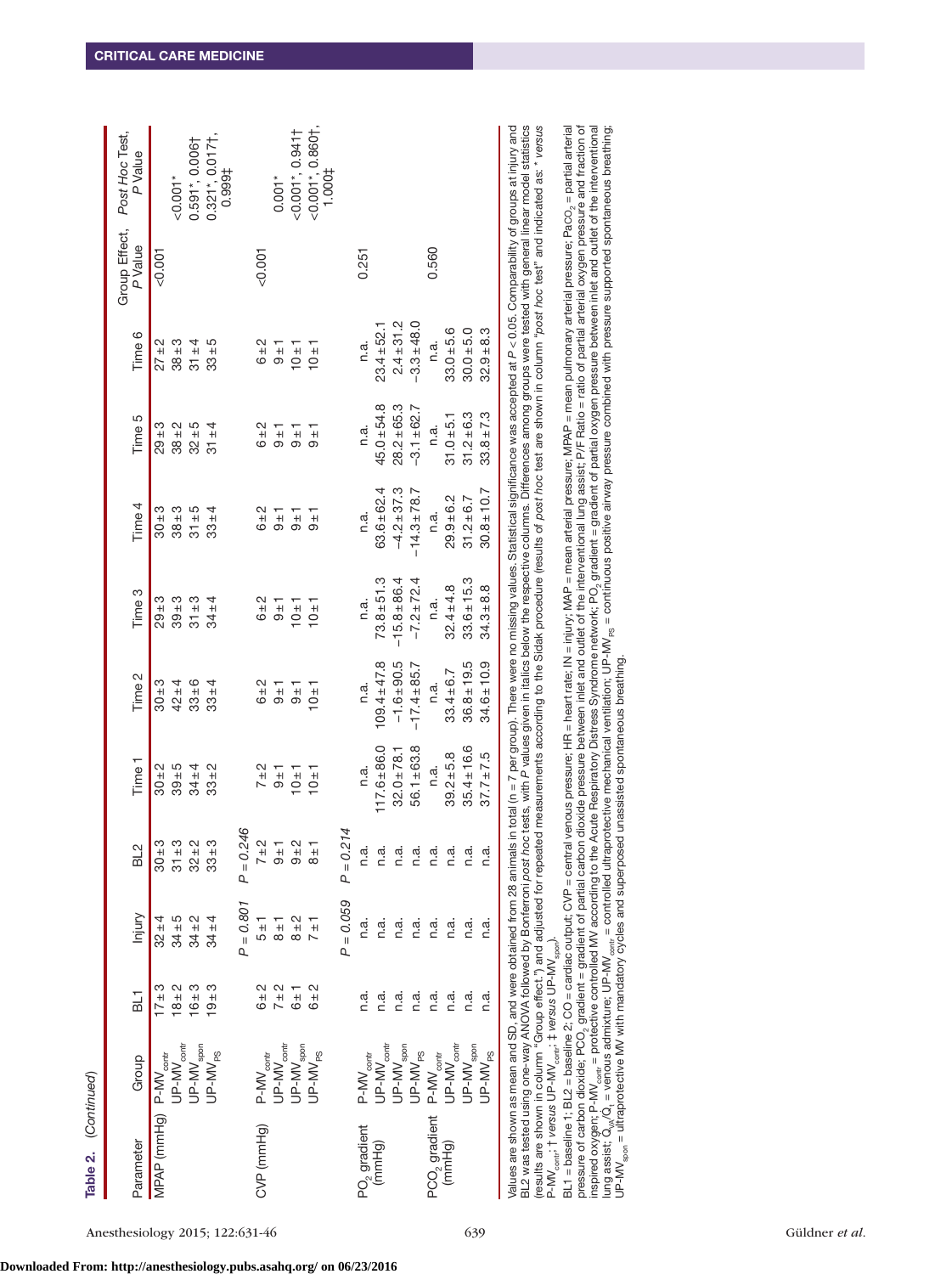**Table 2.** (Continued)

| Parameter | Group | BL1 | Injury | BL2 | Time 1 | Time 2 | Time 3 | Time 4 | Time 5 | Time 6 | Group Effect, *P* Value | *Post Hoc* Test, *P* Value |
|---|---|---|---|---|---|---|---|---|---|---|---|---|
| MPAP (mmHg) | P-$MV_{contr}$ | 17 ± 3 | 32 ± 4 | 30 ± 3 | 30 ± 2 | 30 ± 3 | 29 ± 3 | 30 ± 3 | 29 ± 3 | 27 ± 2 | <0.001 | |
| | UP-$MV_{contr}$ | 18 ± 2 | 34 ± 5 | 31 ± 3 | 39 ± 5 | 42 ± 4 | 39 ± 3 | 38 ± 3 | 38 ± 2 | 38 ± 3 | | <0.001* |
| | UP-$MV_{spon}$ | 16 ± 3 | 34 ± 2 | 32 ± 2 | 34 ± 4 | 33 ± 6 | 31 ± 3 | 31 ± 5 | 32 ± 5 | 31 ± 4 | | 0.591*, 0.006† |
| | UP-$MV_{PS}$ | 19 ± 3 | 34 ± 4 | 33 ± 3 | 33 ± 2 | 33 ± 4 | 34 ± 4 | 33 ± 4 | 31 ± 4 | 33 ± 5 | | 0.321*, 0.017†, 0.999‡ |
| | | | *P* = *0.801* | *P* = *0.246* | | | | | | | | |
| CVP (mmHg) | P-$MV_{contr}$ | 6 ± 2 | 5 ± 1 | 7 ± 2 | 7 ± 2 | 6 ± 2 | 6 ± 2 | 6 ± 2 | 6 ± 2 | 6 ± 2 | <0.001 | |
| | UP-$MV_{contr}$ | 7 ± 2 | 8 ± 1 | 9 ± 1 | 9 ± 1 | 9 ± 1 | 9 ± 1 | 9 ± 1 | 9 ± 1 | 9 ± 1 | | 0.001* |
| | UP-$MV_{spon}$ | 6 ± 1 | 8 ± 2 | 9 ± 2 | 10 ± 1 | 9 ± 1 | 10 ± 1 | 9 ± 1 | 9 ± 1 | 10 ± 1 | | <0.001*, 0.941† |
| | UP-$MV_{PS}$ | 6 ± 2 | 7 ± 1 | 8 ± 1 | 10 ± 1 | 10 ± 1 | 10 ± 1 | 9 ± 1 | 9 ± 1 | 10 ± 1 | | <0.001*, 0.860†, 1.000‡ |
| | | | *P* = *0.059* | *P* = *0.214* | | | | | | | | |
| $PO_2$ gradient (mmHg) | P-$MV_{contr}$ | n.a. | n.a. | n.a. | n.a. | n.a. | n.a. | n.a. | n.a. | n.a. | 0.251 | |
| | UP-$MV_{contr}$ | n.a. | n.a. | n.a. | 117.6 ± 86.0 | 109.4 ± 47.8 | 73.8 ± 51.3 | 63.6 ± 62.4 | 45.0 ± 54.8 | 23.4 ± 52.1 | | |
| | UP-$MV_{spon}$ | n.a. | n.a. | n.a. | 32.0 ± 78.1 | −1.6 ± 90.5 | −15.8 ± 86.4 | −4.2 ± 37.3 | 28.2 ± 65.3 | 2.4 ± 31.2 | | |
| | UP-$MV_{PS}$ | n.a. | n.a. | n.a. | 56.1 ± 63.8 | −17.4 ± 85.7 | −7.2 ± 72.4 | −14.3 ± 78.7 | −3.1 ± 62.7 | −3.3 ± 48.0 | | |
| $PCO_2$ gradient (mmHg) | P-$MV_{contr}$ | n.a. | n.a. | n.a. | n.a. | n.a. | n.a. | n.a. | n.a. | n.a. | 0.560 | |
| | UP-$MV_{contr}$ | n.a. | n.a. | n.a. | 39.2 ± 5.8 | 33.4 ± 6.7 | 32.4 ± 4.8 | 29.9 ± 6.2 | 31.0 ± 5.1 | 33.0 ± 5.6 | | |
| | UP-$MV_{spon}$ | n.a. | n.a. | n.a. | 35.4 ± 16.6 | 36.8 ± 19.5 | 33.6 ± 15.3 | 31.2 ± 6.7 | 31.2 ± 6.3 | 30.0 ± 5.0 | | |
| | UP-$MV_{PS}$ | n.a. | n.a. | n.a. | 37.7 ± 7.5 | 34.6 ± 10.9 | 34.3 ± 8.8 | 30.8 ± 10.7 | 33.8 ± 7.3 | 32.9 ± 8.3 | | |

Values are shown as mean and SD, and were obtained from 28 animals in total (n = 7 per group). There were no missing values. Statistical significance was accepted at *P* < 0.05. Comparability of groups at injury and BL2 was tested using one-way ANOVA followed by Bonferroni *post hoc* tests, with *P* values given in italics below the respective columns. Differences among groups were tested with general linear model statistics (results are shown in column "Group effect.") and adjusted for repeated measurements according to the Sidak procedure (results of *post hoc* test are shown in column "*post hoc* test" and indicated as: * *versus* P-$MV_{contr}$; † *versus* UP-$MV_{contr}$; ‡ *versus* UP-$MV_{spon}$).

BL1 = baseline 1; BL2 = baseline 2; CO = cardiac output; CVP = central venous pressure; HR = heart rate; IN = injury; MAP = mean arterial pressure; MPAP = mean pulmonary arterial pressure; $PaCO_2$ = partial arterial pressure of carbon dioxide; $PCO_2$ gradient = gradient of partial carbon dioxide pressure between inlet and outlet of the interventional lung assist; P/F Ratio = ratio of partial arterial oxygen pressure and fraction of inspired oxygen; P-$MV_{contr}$ = protective controlled MV according to the Acute Respiratory Distress Syndrome network; $PO_2$ gradient = gradient of partial oxygen pressure between inlet and outlet of the interventional lung assist; $\dot{Q}_{VA}/\dot{Q}_t$ = venous admixture; UP-$MV_{contr}$ = controlled ultraprotective mechanical ventilation; UP-$MV_{PS}$ = continuous positive airway pressure combined with pressure supported spontaneous breathing; UP-$MV_{spon}$ = ultraprotective MV with mandatory cycles and superposed unassisted spontaneous breathing.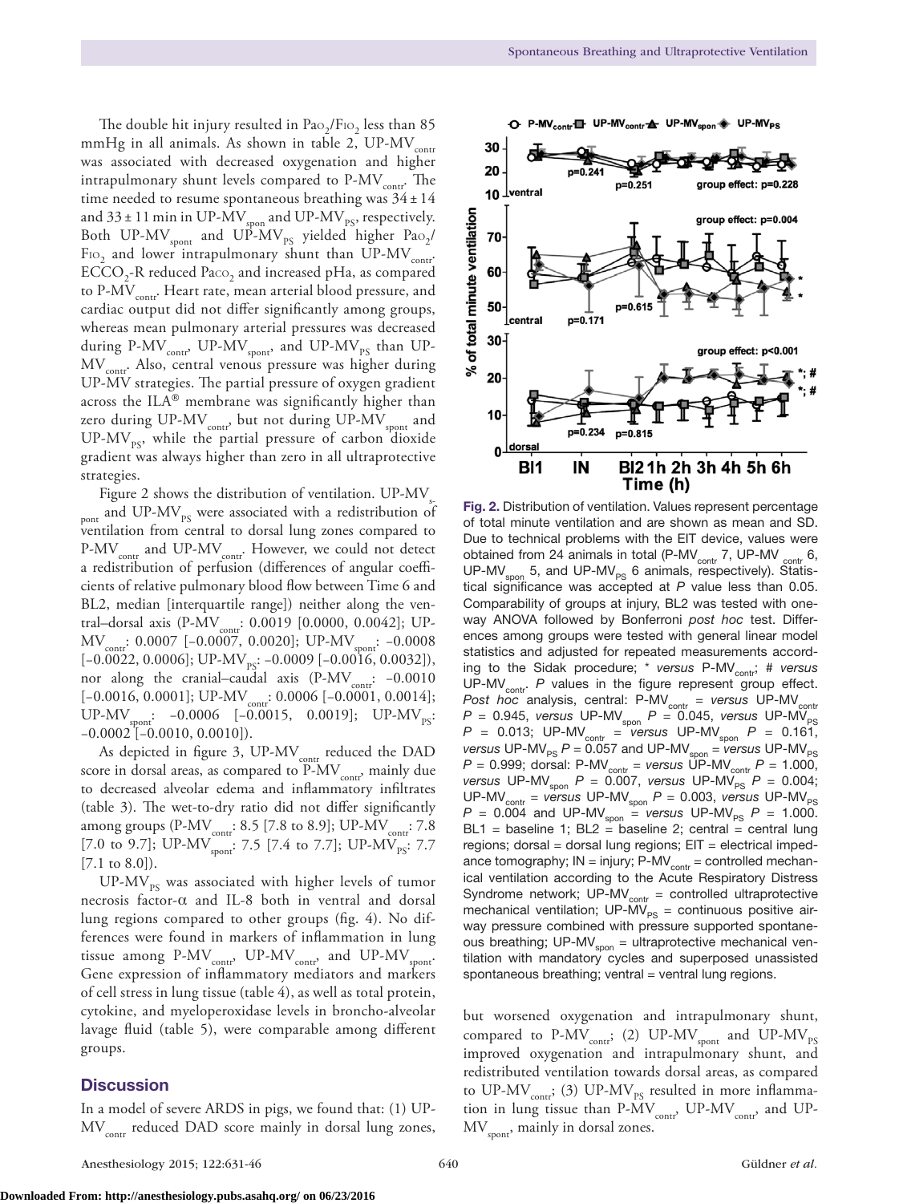The double hit injury resulted in $Pa_{O_2}/F_{IO_2}$ less than 85 mmHg in all animals. As shown in table 2, UP-$MV_{contr}$ was associated with decreased oxygenation and higher intrapulmonary shunt levels compared to P-$MV_{contr}$. The time needed to resume spontaneous breathing was $34 \pm 14$ and $33 \pm 11$ min in UP-$MV_{spon}$ and UP-$MV_{PS}$, respectively. Both UP-$MV_{spont}$ and UP-$MV_{PS}$ yielded higher $Pa_{O_2}/F_{IO_2}$ and lower intrapulmonary shunt than UP-$MV_{contr}$. $ECCO_2$-R reduced $Pa_{CO_2}$ and increased pHa, as compared to P-$MV_{contr}$. Heart rate, mean arterial blood pressure, and cardiac output did not differ significantly among groups, whereas mean pulmonary arterial pressures was decreased during P-$MV_{contr}$, UP-$MV_{spont}$, and UP-$MV_{PS}$ than UP-$MV_{contr}$. Also, central venous pressure was higher during UP-MV strategies. The partial pressure of oxygen gradient across the ILA® membrane was significantly higher than zero during UP-$MV_{contr}$, but not during UP-$MV_{spont}$ and UP-$MV_{PS}$, while the partial pressure of carbon dioxide gradient was always higher than zero in all ultraprotective strategies.

Figure 2 shows the distribution of ventilation. UP-$MV_{spont}$ and UP-$MV_{PS}$ were associated with a redistribution of ventilation from central to dorsal lung zones compared to P-$MV_{contr}$ and UP-$MV_{contr}$. However, we could not detect a redistribution of perfusion (differences of angular coefficients of relative pulmonary blood flow between Time 6 and BL2, median [interquartile range]) neither along the ventral–dorsal axis (P-$MV_{contr}$: 0.0019 [0.0000, 0.0042]; UP-$MV_{contr}$: 0.0007 [–0.0007, 0.0020]; UP-$MV_{spont}$: –0.0008 [–0.0022, 0.0006]; UP-$MV_{PS}$: –0.0009 [–0.0016, 0.0032]), nor along the cranial–caudal axis (P-$MV_{contr}$: –0.0010 [–0.0016, 0.0001]; UP-$MV_{contr}$: 0.0006 [–0.0001, 0.0014]; UP-$MV_{spont}$: –0.0006 [–0.0015, 0.0019]; UP-$MV_{PS}$: –0.0002 [–0.0010, 0.0010]).

As depicted in figure 3, UP-$MV_{contr}$ reduced the DAD score in dorsal areas, as compared to P-$MV_{contr}$, mainly due to decreased alveolar edema and inflammatory infiltrates (table 3). The wet-to-dry ratio did not differ significantly among groups (P-$MV_{contr}$: 8.5 [7.8 to 8.9]; UP-$MV_{contr}$: 7.8 [7.0 to 9.7]; UP-$MV_{spont}$: 7.5 [7.4 to 7.7]; UP-$MV_{PS}$: 7.7 [7.1 to 8.0]).

UP-$MV_{PS}$ was associated with higher levels of tumor necrosis factor-α and IL-8 both in ventral and dorsal lung regions compared to other groups (fig. 4). No differences were found in markers of inflammation in lung tissue among P-$MV_{contr}$, UP-$MV_{contr}$, and UP-$MV_{spont}$. Gene expression of inflammatory mediators and markers of cell stress in lung tissue (table 4), as well as total protein, cytokine, and myeloperoxidase levels in broncho-alveolar lavage fluid (table 5), were comparable among different groups.

**Fig. 2.** Distribution of ventilation. Values represent percentage of total minute ventilation and are shown as mean and SD. Due to technical problems with the EIT device, values were obtained from 24 animals in total (P-$MV_{contr}$ 7, UP-MV $_{contr}$ 6, UP-$MV_{spon}$ 5, and UP-$MV_{PS}$ 6 animals, respectively). Statistical significance was accepted at *P* value less than 0.05. Comparability of groups at injury, BL2 was tested with one-way ANOVA followed by Bonferroni *post hoc* test. Differences among groups were tested with general linear model statistics and adjusted for repeated measurements according to the Sidak procedure; * *versus* P-$MV_{contr}$; # *versus* UP-$MV_{contr}$. *P* values in the figure represent group effect. *Post hoc* analysis, central: P-$MV_{contr}$ = *versus* UP-$MV_{contr}$ $P$ = 0.945, *versus* UP-$MV_{spon}$ $P$ = 0.045, *versus* UP-$MV_{PS}$ $P$ = 0.013; UP-$MV_{contr}$ = *versus* UP-$MV_{spon}$ $P$ = 0.161, *versus* UP-$MV_{PS}$ $P$ = 0.057 and UP-$MV_{spon}$ = *versus* UP-$MV_{PS}$ $P$ = 0.999; dorsal: P-$MV_{contr}$ = *versus* UP-$MV_{contr}$ $P$ = 1.000, *versus* UP-$MV_{spon}$ $P$ = 0.007, *versus* UP-$MV_{PS}$ $P$ = 0.004; UP-$MV_{contr}$ = *versus* UP-$MV_{spon}$ $P$ = 0.003, *versus* UP-$MV_{PS}$ $P$ = 0.004 and UP-$MV_{spon}$ = *versus* UP-$MV_{PS}$ $P$ = 1.000. BL1 = baseline 1; BL2 = baseline 2; central = central lung regions; dorsal = dorsal lung regions; EIT = electrical impedance tomography; IN = injury; P-$MV_{contr}$ = controlled mechanical ventilation according to the Acute Respiratory Distress Syndrome network; UP-$MV_{contr}$ = controlled ultraprotective mechanical ventilation; UP-$MV_{PS}$ = continuous positive airway pressure combined with pressure supported spontaneous breathing; UP-$MV_{spon}$ = ultraprotective mechanical ventilation with mandatory cycles and superposed unassisted spontaneous breathing; ventral = ventral lung regions.

## Discussion

In a model of severe ARDS in pigs, we found that: (1) UP-$MV_{contr}$ reduced DAD score mainly in dorsal lung zones, but worsened oxygenation and intrapulmonary shunt, compared to P-$MV_{contr}$; (2) UP-$MV_{spont}$ and UP-$MV_{PS}$ improved oxygenation and intrapulmonary shunt, and redistributed ventilation towards dorsal areas, as compared to UP-$MV_{contr}$; (3) UP-$MV_{PS}$ resulted in more inflammation in lung tissue than P-$MV_{contr}$, UP-$MV_{contr}$, and UP-$MV_{spont}$, mainly in dorsal zones.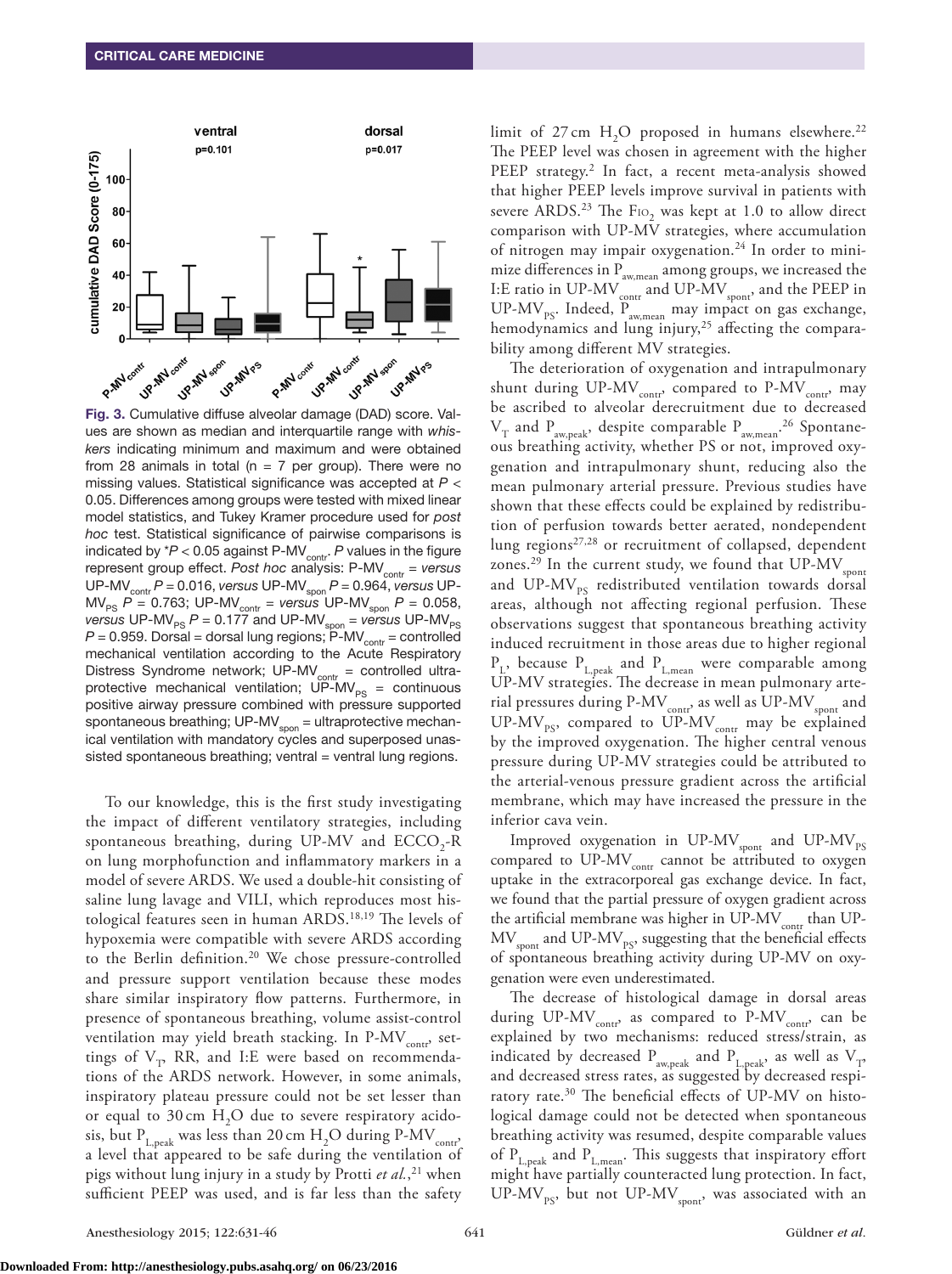Fig. 3. Cumulative diffuse alveolar damage (DAD) score. Values are shown as median and interquartile range with *whiskers* indicating minimum and maximum and were obtained from 28 animals in total (n = 7 per group). There were no missing values. Statistical significance was accepted at $P < 0.05$. Differences among groups were tested with mixed linear model statistics, and Tukey Kramer procedure used for *post hoc* test. Statistical significance of pairwise comparisons is indicated by *$P < 0.05$ against P-$MV_{contr}$. *P* values in the figure represent group effect. *Post hoc* analysis: P-$MV_{contr}$ = *versus* UP-$MV_{contr}$ $P = 0.016$, *versus* UP-$MV_{spon}$ $P = 0.964$, *versus* UP-$MV_{PS}$ $P = 0.763$; UP-$MV_{contr}$ = *versus* UP-$MV_{spon}$ $P = 0.058$, *versus* UP-$MV_{PS}$ $P = 0.177$ and UP-$MV_{spon}$ = *versus* UP-$MV_{PS}$ $P = 0.959$. Dorsal = dorsal lung regions; P-$MV_{contr}$ = controlled mechanical ventilation according to the Acute Respiratory Distress Syndrome network; UP-$MV_{contr}$ = controlled ultraprotective mechanical ventilation; UP-$MV_{PS}$ = continuous positive airway pressure combined with pressure supported spontaneous breathing; UP-$MV_{spon}$ = ultraprotective mechanical ventilation with mandatory cycles and superposed unassisted spontaneous breathing; ventral = ventral lung regions.

To our knowledge, this is the first study investigating the impact of different ventilatory strategies, including spontaneous breathing, during UP-MV and $ECCO_2$-R on lung morphofunction and inflammatory markers in a model of severe ARDS. We used a double-hit consisting of saline lung lavage and VILI, which reproduces most histological features seen in human ARDS.[18,19] The levels of hypoxemia were compatible with severe ARDS according to the Berlin definition.[20] We chose pressure-controlled and pressure support ventilation because these modes share similar inspiratory flow patterns. Furthermore, in presence of spontaneous breathing, volume assist-control ventilation may yield breath stacking. In P-$MV_{contr}$, settings of $V_T$, RR, and I:E were based on recommendations of the ARDS network. However, in some animals, inspiratory plateau pressure could not be set lesser than or equal to 30 cm $H_2O$ due to severe respiratory acidosis, but $P_{L,peak}$ was less than 20 cm $H_2O$ during P-$MV_{contr}$, a level that appeared to be safe during the ventilation of pigs without lung injury in a study by Protti *et al.*,[21] when sufficient PEEP was used, and is far less than the safety limit of 27 cm $H_2O$ proposed in humans elsewhere.[22] The PEEP level was chosen in agreement with the higher PEEP strategy.[2] In fact, a recent meta-analysis showed that higher PEEP levels improve survival in patients with severe ARDS.[23] The $F_{IO_2}$ was kept at 1.0 to allow direct comparison with UP-MV strategies, where accumulation of nitrogen may impair oxygenation.[24] In order to minimize differences in $P_{aw,mean}$ among groups, we increased the I:E ratio in UP-$MV_{contr}$ and UP-$MV_{spont}$, and the PEEP in UP-$MV_{PS}$. Indeed, $P_{aw,mean}$ may impact on gas exchange, hemodynamics and lung injury,[25] affecting the comparability among different MV strategies.

The deterioration of oxygenation and intrapulmonary shunt during UP-$MV_{contr}$, compared to P-$MV_{contr}$, may be ascribed to alveolar derecruitment due to decreased $V_T$ and $P_{aw,peak}$, despite comparable $P_{aw,mean}$.[26] Spontaneous breathing activity, whether PS or not, improved oxygenation and intrapulmonary shunt, reducing also the mean pulmonary arterial pressure. Previous studies have shown that these effects could be explained by redistribution of perfusion towards better aerated, nondependent lung regions[27,28] or recruitment of collapsed, dependent zones.[29] In the current study, we found that UP-$MV_{spont}$ and UP-$MV_{PS}$ redistributed ventilation towards dorsal areas, although not affecting regional perfusion. These observations suggest that spontaneous breathing activity induced recruitment in those areas due to higher regional $P_L$, because $P_{L,peak}$ and $P_{L,mean}$ were comparable among UP-MV strategies. The decrease in mean pulmonary arterial pressures during P-$MV_{contr}$, as well as UP-$MV_{spont}$ and UP-$MV_{PS}$, compared to UP-$MV_{contr}$ may be explained by the improved oxygenation. The higher central venous pressure during UP-MV strategies could be attributed to the arterial-venous pressure gradient across the artificial membrane, which may have increased the pressure in the inferior cava vein.

Improved oxygenation in UP-$MV_{spont}$ and UP-$MV_{PS}$ compared to UP-$MV_{contr}$ cannot be attributed to oxygen uptake in the extracorporeal gas exchange device. In fact, we found that the partial pressure of oxygen gradient across the artificial membrane was higher in UP-$MV_{contr}$ than UP-$MV_{spont}$ and UP-$MV_{PS}$, suggesting that the beneficial effects of spontaneous breathing activity during UP-MV on oxygenation were even underestimated.

The decrease of histological damage in dorsal areas during UP-$MV_{contr}$, as compared to P-$MV_{contr}$, can be explained by two mechanisms: reduced stress/strain, as indicated by decreased $P_{aw,peak}$ and $P_{L,peak}$, as well as $V_T$, and decreased stress rates, as suggested by decreased respiratory rate.[30] The beneficial effects of UP-MV on histological damage could not be detected when spontaneous breathing activity was resumed, despite comparable values of $P_{L,peak}$ and $P_{L,mean}$. This suggests that inspiratory effort might have partially counteracted lung protection. In fact, UP-$MV_{PS}$, but not UP-$MV_{spont}$, was associated with an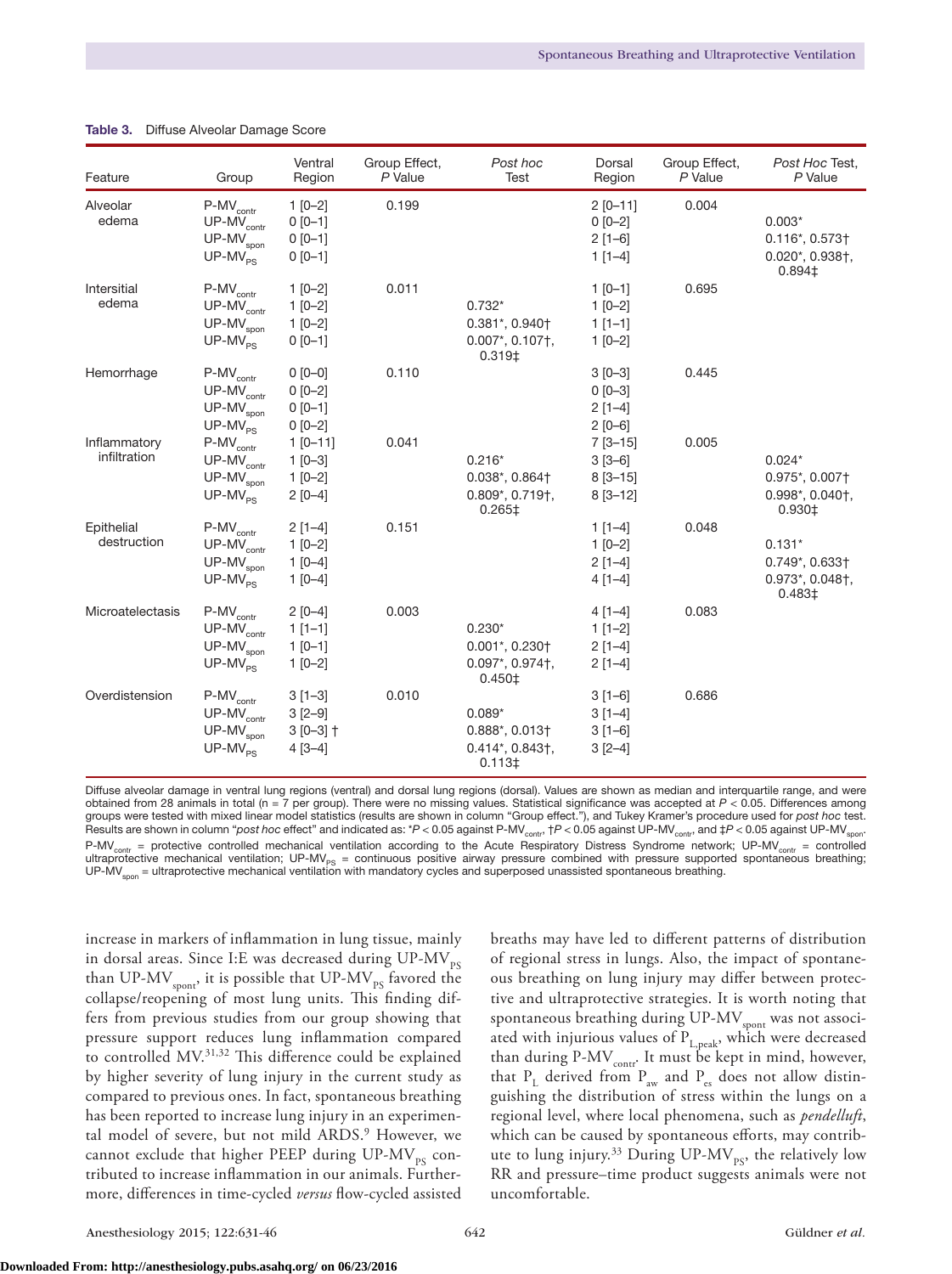**Table 3.** Diffuse Alveolar Damage Score

| Feature | Group | Ventral Region | Group Effect, $P$ Value | *Post hoc* Test | Dorsal Region | Group Effect, $P$ Value | *Post Hoc* Test, $P$ Value |
|---|---|---|---|---|---|---|---|
| Alveolar edema | P-$MV_{contr}$ | 1 [0–2] | 0.199 | | 2 [0–11] | 0.004 | |
| | UP-$MV_{contr}$ | 0 [0–1] | | | 0 [0–2] | | 0.003* |
| | UP-$MV_{spon}$ | 0 [0–1] | | | 2 [1–6] | | 0.116*, 0.573† |
| | UP-$MV_{PS}$ | 0 [0–1] | | | 1 [1–4] | | 0.020*, 0.938†, 0.894‡ |
| Intersitial edema | P-$MV_{contr}$ | 1 [0–2] | 0.011 | | 1 [0–1] | 0.695 | |
| | UP-$MV_{contr}$ | 1 [0–2] | | 0.732* | 1 [0–2] | | |
| | UP-$MV_{spon}$ | 1 [0–2] | | 0.381*, 0.940† | 1 [1–1] | | |
| | UP-$MV_{PS}$ | 0 [0–1] | | 0.007*, 0.107†, 0.319‡ | 1 [0–2] | | |
| Hemorrhage | P-$MV_{contr}$ | 0 [0–0] | 0.110 | | 3 [0–3] | 0.445 | |
| | UP-$MV_{contr}$ | 0 [0–2] | | | 0 [0–3] | | |
| | UP-$MV_{spon}$ | 0 [0–1] | | | 2 [1–4] | | |
| | UP-$MV_{PS}$ | 0 [0–2] | | | 2 [0–6] | | |
| Inflammatory infiltration | P-$MV_{contr}$ | 1 [0–11] | 0.041 | | 7 [3–15] | 0.005 | |
| | UP-$MV_{contr}$ | 1 [0–3] | | 0.216* | 3 [3–6] | | 0.024* |
| | UP-$MV_{spon}$ | 1 [0–2] | | 0.038*, 0.864† | 8 [3–15] | | 0.975*, 0.007† |
| | UP-$MV_{PS}$ | 2 [0–4] | | 0.809*, 0.719†, 0.265‡ | 8 [3–12] | | 0.998*, 0.040†, 0.930‡ |
| Epithelial destruction | P-$MV_{contr}$ | 2 [1–4] | 0.151 | | 1 [1–4] | 0.048 | |
| | UP-$MV_{contr}$ | 1 [0–2] | | | 1 [0–2] | | 0.131* |
| | UP-$MV_{spon}$ | 1 [0–4] | | | 2 [1–4] | | 0.749*, 0.633† |
| | UP-$MV_{PS}$ | 1 [0–4] | | | 4 [1–4] | | 0.973*, 0.048†, 0.483‡ |
| Microatelectasis | P-$MV_{contr}$ | 2 [0–4] | 0.003 | | 4 [1–4] | 0.083 | |
| | UP-$MV_{contr}$ | 1 [1–1] | | 0.230* | 1 [1–2] | | |
| | UP-$MV_{spon}$ | 1 [0–1] | | 0.001*, 0.230† | 2 [1–4] | | |
| | UP-$MV_{PS}$ | 1 [0–2] | | 0.097*, 0.974†, 0.450‡ | 2 [1–4] | | |
| Overdistension | P-$MV_{contr}$ | 3 [1–3] | 0.010 | | 3 [1–6] | 0.686 | |
| | UP-$MV_{contr}$ | 3 [2–9] | | 0.089* | 3 [1–4] | | |
| | UP-$MV_{spon}$ | 3 [0–3] † | | 0.888*, 0.013† | 3 [1–6] | | |
| | UP-$MV_{PS}$ | 4 [3–4] | | 0.414*, 0.843†, 0.113‡ | 3 [2–4] | | |

Diffuse alveolar damage in ventral lung regions (ventral) and dorsal lung regions (dorsal). Values are shown as median and interquartile range, and were obtained from 28 animals in total (n = 7 per group). There were no missing values. Statistical significance was accepted at $P < 0.05$. Differences among groups were tested with mixed linear model statistics (results are shown in column "Group effect."), and Tukey Kramer's procedure used for *post hoc* test. Results are shown in column "*post hoc* effect" and indicated as: *$P < 0.05$ against P-$MV_{contr}$, †$P < 0.05$ against UP-$MV_{contr}$, and ‡$P < 0.05$ against UP-$MV_{spon}$.
P-$MV_{contr}$ = protective controlled mechanical ventilation according to the Acute Respiratory Distress Syndrome network; UP-$MV_{contr}$ = controlled ultraprotective mechanical ventilation; UP-$MV_{PS}$ = continuous positive airway pressure combined with pressure supported spontaneous breathing; UP-$MV_{spon}$ = ultraprotective mechanical ventilation with mandatory cycles and superposed unassisted spontaneous breathing.

increase in markers of inflammation in lung tissue, mainly in dorsal areas. Since I:E was decreased during UP-$MV_{PS}$ than UP-$MV_{spont}$, it is possible that UP-$MV_{PS}$ favored the collapse/reopening of most lung units. This finding differs from previous studies from our group showing that pressure support reduces lung inflammation compared to controlled MV.[31,32] This difference could be explained by higher severity of lung injury in the current study as compared to previous ones. In fact, spontaneous breathing has been reported to increase lung injury in an experimental model of severe, but not mild ARDS.[9] However, we cannot exclude that higher PEEP during UP-$MV_{PS}$ contributed to increase inflammation in our animals. Furthermore, differences in time-cycled *versus* flow-cycled assisted breaths may have led to different patterns of distribution of regional stress in lungs. Also, the impact of spontaneous breathing on lung injury may differ between protective and ultraprotective strategies. It is worth noting that spontaneous breathing during UP-$MV_{spont}$ was not associated with injurious values of $P_{L,peak}$, which were decreased than during P-$MV_{contr}$. It must be kept in mind, however, that $P_L$ derived from $P_{aw}$ and $P_{es}$ does not allow distinguishing the distribution of stress within the lungs on a regional level, where local phenomena, such as *pendelluft*, which can be caused by spontaneous efforts, may contribute to lung injury.[33] During UP-$MV_{PS}$, the relatively low RR and pressure–time product suggests animals were not uncomfortable.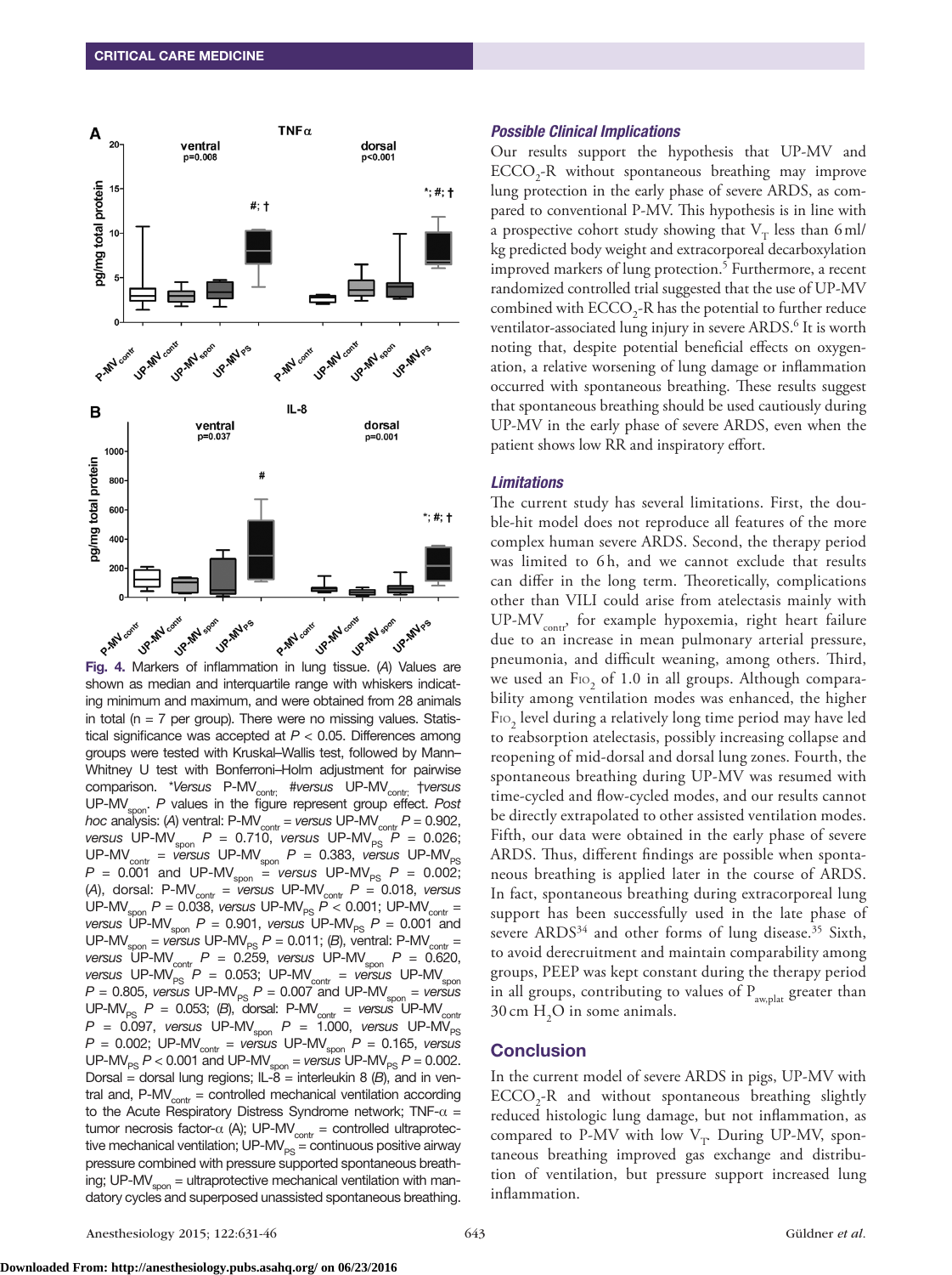Fig. 4. Markers of inflammation in lung tissue. (*A*) Values are shown as median and interquartile range with whiskers indicating minimum and maximum, and were obtained from 28 animals in total (n = 7 per group). There were no missing values. Statistical significance was accepted at $P < 0.05$. Differences among groups were tested with Kruskal–Wallis test, followed by Mann–Whitney U test with Bonferroni–Holm adjustment for pairwise comparison. \**Versus* P-$MV_{contr}$; #*versus* UP-$MV_{contr}$; †*versus* UP-$MV_{spon}$. *P* values in the figure represent group effect. *Post hoc* analysis: (*A*) ventral: P-$MV_{contr}$ = *versus* UP-$MV_{contr}$ $P = 0.902$, *versus* UP-$MV_{spon}$ $P = 0.710$, *versus* UP-$MV_{PS}$ $P = 0.026$; UP-$MV_{contr}$ = *versus* UP-$MV_{spon}$ $P = 0.383$, *versus* UP-$MV_{PS}$ $P = 0.001$ and UP-$MV_{spon}$ = *versus* UP-$MV_{PS}$ $P = 0.002$; (*A*), dorsal: P-$MV_{contr}$ = *versus* UP-$MV_{contr}$ $P = 0.018$, *versus* UP-$MV_{spon}$ $P = 0.038$, *versus* UP-$MV_{PS}$ $P < 0.001$; UP-$MV_{contr}$ = *versus* UP-$MV_{spon}$ $P = 0.901$, *versus* UP-$MV_{PS}$ $P = 0.001$ and UP-$MV_{spon}$ = *versus* UP-$MV_{PS}$ $P = 0.011$; (*B*), ventral: P-$MV_{contr}$ = *versus* UP-$MV_{contr}$ $P = 0.259$, *versus* UP-$MV_{spon}$ $P = 0.620$, *versus* UP-$MV_{PS}$ $P = 0.053$; UP-$MV_{contr}$ = *versus* UP-$MV_{spon}$ $P = 0.805$, *versus* UP-$MV_{PS}$ $P = 0.007$ and UP-$MV_{spon}$ = *versus* UP-$MV_{PS}$ $P = 0.053$; (*B*), dorsal: P-$MV_{contr}$ = *versus* UP-$MV_{contr}$ $P = 0.097$, *versus* UP-$MV_{spon}$ $P = 1.000$, *versus* UP-$MV_{PS}$ $P = 0.002$; UP-$MV_{contr}$ = *versus* UP-$MV_{spon}$ $P = 0.165$, *versus* UP-$MV_{PS}$ $P < 0.001$ and UP-$MV_{spon}$ = *versus* UP-$MV_{PS}$ $P = 0.002$. Dorsal = dorsal lung regions; IL-8 = interleukin 8 (*B*), and in ventral and, P-$MV_{contr}$ = controlled mechanical ventilation according to the Acute Respiratory Distress Syndrome network; TNF-α = tumor necrosis factor-α (A); UP-$MV_{contr}$ = controlled ultraprotective mechanical ventilation; UP-$MV_{PS}$ = continuous positive airway pressure combined with pressure supported spontaneous breathing; UP-$MV_{spon}$ = ultraprotective mechanical ventilation with mandatory cycles and superposed unassisted spontaneous breathing.

### *Possible Clinical Implications*

Our results support the hypothesis that UP-MV and $ECCO_2$-R without spontaneous breathing may improve lung protection in the early phase of severe ARDS, as compared to conventional P-MV. This hypothesis is in line with a prospective cohort study showing that $V_T$ less than 6 ml/kg predicted body weight and extracorporeal decarboxylation improved markers of lung protection.[5] Furthermore, a recent randomized controlled trial suggested that the use of UP-MV combined with $ECCO_2$-R has the potential to further reduce ventilator-associated lung injury in severe ARDS.[6] It is worth noting that, despite potential beneficial effects on oxygenation, a relative worsening of lung damage or inflammation occurred with spontaneous breathing. These results suggest that spontaneous breathing should be used cautiously during UP-MV in the early phase of severe ARDS, even when the patient shows low RR and inspiratory effort.

### *Limitations*

The current study has several limitations. First, the double-hit model does not reproduce all features of the more complex human severe ARDS. Second, the therapy period was limited to 6 h, and we cannot exclude that results can differ in the long term. Theoretically, complications other than VILI could arise from atelectasis mainly with UP-$MV_{contr}$, for example hypoxemia, right heart failure due to an increase in mean pulmonary arterial pressure, pneumonia, and difficult weaning, among others. Third, we used an $FIO_2$ of 1.0 in all groups. Although comparability among ventilation modes was enhanced, the higher $FIO_2$ level during a relatively long time period may have led to reabsorption atelectasis, possibly increasing collapse and reopening of mid-dorsal and dorsal lung zones. Fourth, the spontaneous breathing during UP-MV was resumed with time-cycled and flow-cycled modes, and our results cannot be directly extrapolated to other assisted ventilation modes. Fifth, our data were obtained in the early phase of severe ARDS. Thus, different findings are possible when spontaneous breathing is applied later in the course of ARDS. In fact, spontaneous breathing during extracorporeal lung support has been successfully used in the late phase of severe ARDS[34] and other forms of lung disease.[35] Sixth, to avoid derecruitment and maintain comparability among groups, PEEP was kept constant during the therapy period in all groups, contributing to values of $P_{aw,plat}$ greater than 30 cm $H_2O$ in some animals.

## Conclusion

In the current model of severe ARDS in pigs, UP-MV with $ECCO_2$-R and without spontaneous breathing slightly reduced histologic lung damage, but not inflammation, as compared to P-MV with low $V_T$. During UP-MV, spontaneous breathing improved gas exchange and distribution of ventilation, but pressure support increased lung inflammation.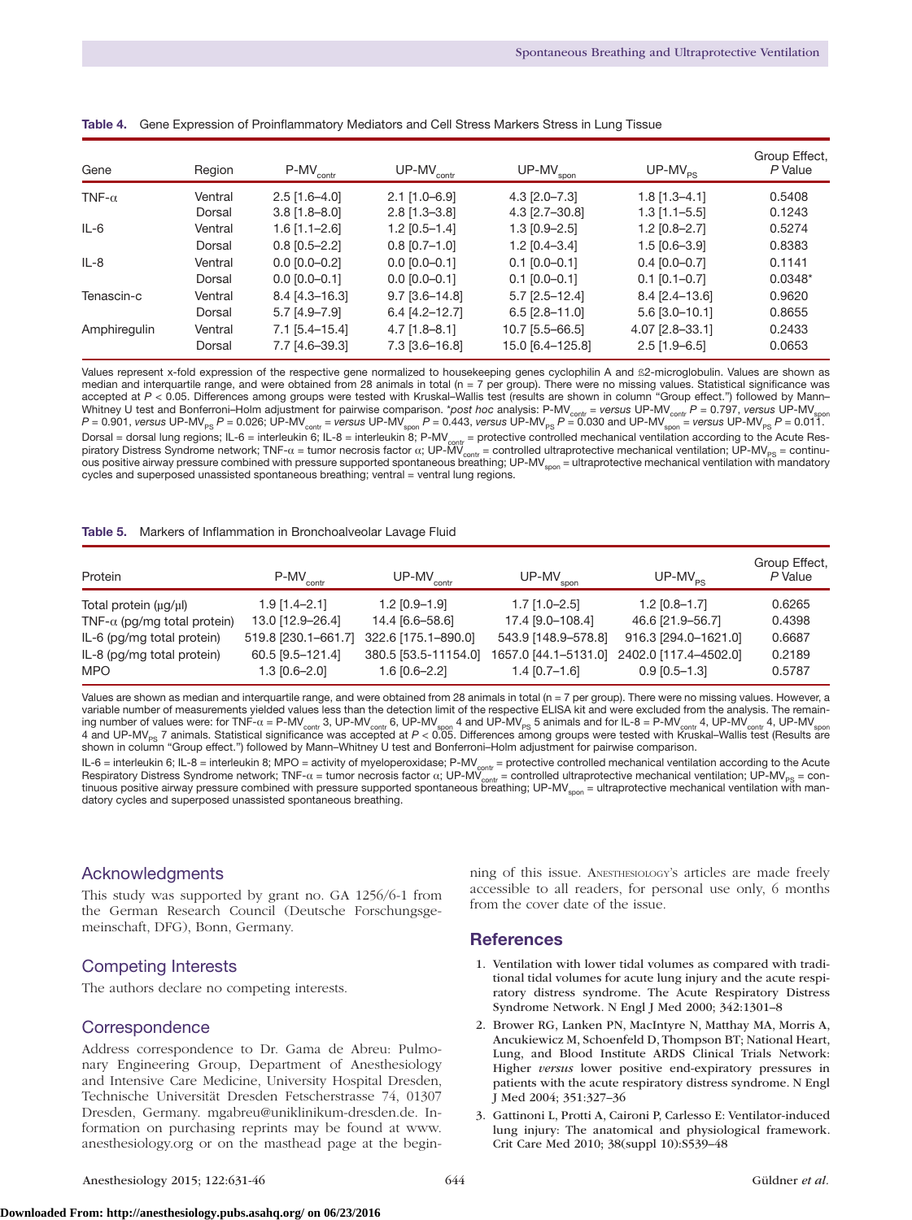**Table 4.** Gene Expression of Proinflammatory Mediators and Cell Stress Markers Stress in Lung Tissue

| Gene | Region | P-MV$_{contr}$ | UP-MV$_{contr}$ | UP-MV$_{spon}$ | UP-MV$_{PS}$ | Group Effect, *P* Value |
|---|---|---|---|---|---|---|
| TNF-α | Ventral | 2.5 [1.6–4.0] | 2.1 [1.0–6.9] | 4.3 [2.0–7.3] | 1.8 [1.3–4.1] | 0.5408 |
| | Dorsal | 3.8 [1.8–8.0] | 2.8 [1.3–3.8] | 4.3 [2.7–30.8] | 1.3 [1.1–5.5] | 0.1243 |
| IL-6 | Ventral | 1.6 [1.1–2.6] | 1.2 [0.5–1.4] | 1.3 [0.9–2.5] | 1.2 [0.8–2.7] | 0.5274 |
| | Dorsal | 0.8 [0.5–2.2] | 0.8 [0.7–1.0] | 1.2 [0.4–3.4] | 1.5 [0.6–3.9] | 0.8383 |
| IL-8 | Ventral | 0.0 [0.0–0.2] | 0.0 [0.0–0.1] | 0.1 [0.0–0.1] | 0.4 [0.0–0.7] | 0.1141 |
| | Dorsal | 0.0 [0.0–0.1] | 0.0 [0.0–0.1] | 0.1 [0.0–0.1] | 0.1 [0.1–0.7] | 0.0348* |
| Tenascin-c | Ventral | 8.4 [4.3–16.3] | 9.7 [3.6–14.8] | 5.7 [2.5–12.4] | 8.4 [2.4–13.6] | 0.9620 |
| | Dorsal | 5.7 [4.9–7.9] | 6.4 [4.2–12.7] | 6.5 [2.8–11.0] | 5.6 [3.0–10.1] | 0.8655 |
| Amphiregulin | Ventral | 7.1 [5.4–15.4] | 4.7 [1.8–8.1] | 10.7 [5.5–66.5] | 4.07 [2.8–33.1] | 0.2433 |
| | Dorsal | 7.7 [4.6–39.3] | 7.3 [3.6–16.8] | 15.0 [6.4–125.8] | 2.5 [1.9–6.5] | 0.0653 |

Values represent x-fold expression of the respective gene normalized to housekeeping genes cyclophilin A and ß2-microglobulin. Values are shown as median and interquartile range, and were obtained from 28 animals in total (n = 7 per group). There were no missing values. Statistical significance was accepted at *P* < 0.05. Differences among groups were tested with Kruskal–Wallis test (results are shown in column "Group effect.") followed by Mann–Whitney U test and Bonferroni–Holm adjustment for pairwise comparison. \**post hoc* analysis: P-MV$_{contr}$ = *versus* UP-MV$_{contr}$ *P* = 0.797, *versus* UP-MV$_{spon}$ *P* = 0.901, *versus* UP-MV$_{PS}$ *P* = 0.026; UP-MV$_{contr}$ = *versus* UP-MV$_{spon}$ *P* = 0.443, *versus* UP-MV$_{PS}$ *P* = 0.030 and UP-MV$_{spon}$ = *versus* UP-MV$_{PS}$ *P* = 0.011.

Dorsal = dorsal lung regions; IL-6 = interleukin 6; IL-8 = interleukin 8; P-MV$_{contr}$ = protective controlled mechanical ventilation according to the Acute Respiratory Distress Syndrome network; TNF-α = tumor necrosis factor α; UP-MV$_{contr}$ = controlled ultraprotective mechanical ventilation; UP-MV$_{PS}$ = continuous positive airway pressure combined with pressure supported spontaneous breathing; UP-MV$_{spon}$ = ultraprotective mechanical ventilation with mandatory cycles and superposed unassisted spontaneous breathing; ventral = ventral lung regions.

**Table 5.** Markers of Inflammation in Bronchoalveolar Lavage Fluid

| Protein | P-MV$_{contr}$ | UP-MV$_{contr}$ | UP-MV$_{spon}$ | UP-MV$_{PS}$ | Group Effect, *P* Value |
|---|---|---|---|---|---|
| Total protein (μg/μl) | 1.9 [1.4–2.1] | 1.2 [0.9–1.9] | 1.7 [1.0–2.5] | 1.2 [0.8–1.7] | 0.6265 |
| TNF-α (pg/mg total protein) | 13.0 [12.9–26.4] | 14.4 [6.6–58.6] | 17.4 [9.0–108.4] | 46.6 [21.9–56.7] | 0.4398 |
| IL-6 (pg/mg total protein) | 519.8 [230.1–661.7] | 322.6 [175.1–890.0] | 543.9 [148.9–578.8] | 916.3 [294.0–1621.0] | 0.6687 |
| IL-8 (pg/mg total protein) | 60.5 [9.5–121.4] | 380.5 [53.5–11154.0] | 1657.0 [44.1–5131.0] | 2402.0 [117.4–4502.0] | 0.2189 |
| MPO | 1.3 [0.6–2.0] | 1.6 [0.6–2.2] | 1.4 [0.7–1.6] | 0.9 [0.5–1.3] | 0.5787 |

Values are shown as median and interquartile range, and were obtained from 28 animals in total (n = 7 per group). There were no missing values. However, a variable number of measurements yielded values less than the detection limit of the respective ELISA kit and were excluded from the analysis. The remaining number of values were: for TNF-α = P-MV$_{contr}$ 3, UP-MV$_{contr}$ 6, UP-MV$_{spon}$ 4 and UP-MV$_{PS}$ 5 animals and for IL-8 = P-MV$_{contr}$ 4, UP-MV$_{contr}$ 4, UP-MV$_{spon}$ 4 and UP-MV$_{PS}$ 7 animals. Statistical significance was accepted at *P* < 0.05. Differences among groups were tested with Kruskal–Wallis test (Results are shown in column "Group effect.") followed by Mann–Whitney U test and Bonferroni–Holm adjustment for pairwise comparison.

IL-6 = interleukin 6; IL-8 = interleukin 8; MPO = activity of myeloperoxidase; P-MV$_{contr}$ = protective controlled mechanical ventilation according to the Acute Respiratory Distress Syndrome network; TNF-α = tumor necrosis factor α; UP-MV$_{contr}$ = controlled ultraprotective mechanical ventilation; UP-MV$_{PS}$ = continuous positive airway pressure combined with pressure supported spontaneous breathing; UP-MV$_{spon}$ = ultraprotective mechanical ventilation with mandatory cycles and superposed unassisted spontaneous breathing.

## Acknowledgments

This study was supported by grant no. GA 1256/6-1 from the German Research Council (Deutsche Forschungsgemeinschaft, DFG), Bonn, Germany.

## Competing Interests

The authors declare no competing interests.

## Correspondence

Address correspondence to Dr. Gama de Abreu: Pulmonary Engineering Group, Department of Anesthesiology and Intensive Care Medicine, University Hospital Dresden, Technische Universität Dresden Fetscherstrasse 74, 01307 Dresden, Germany. mgabreu@uniklinikum-dresden.de. Information on purchasing reprints may be found at www.anesthesiology.org or on the masthead page at the beginning of this issue. Anesthesiology's articles are made freely accessible to all readers, for personal use only, 6 months from the cover date of the issue.

## References

1. Ventilation with lower tidal volumes as compared with traditional tidal volumes for acute lung injury and the acute respiratory distress syndrome. The Acute Respiratory Distress Syndrome Network. N Engl J Med 2000; 342:1301–8
2. Brower RG, Lanken PN, MacIntyre N, Matthay MA, Morris A, Ancukiewicz M, Schoenfeld D, Thompson BT; National Heart, Lung, and Blood Institute ARDS Clinical Trials Network: Higher *versus* lower positive end-expiratory pressures in patients with the acute respiratory distress syndrome. N Engl J Med 2004; 351:327–36
3. Gattinoni L, Protti A, Caironi P, Carlesso E: Ventilator-induced lung injury: The anatomical and physiological framework. Crit Care Med 2010; 38(suppl 10):S539–48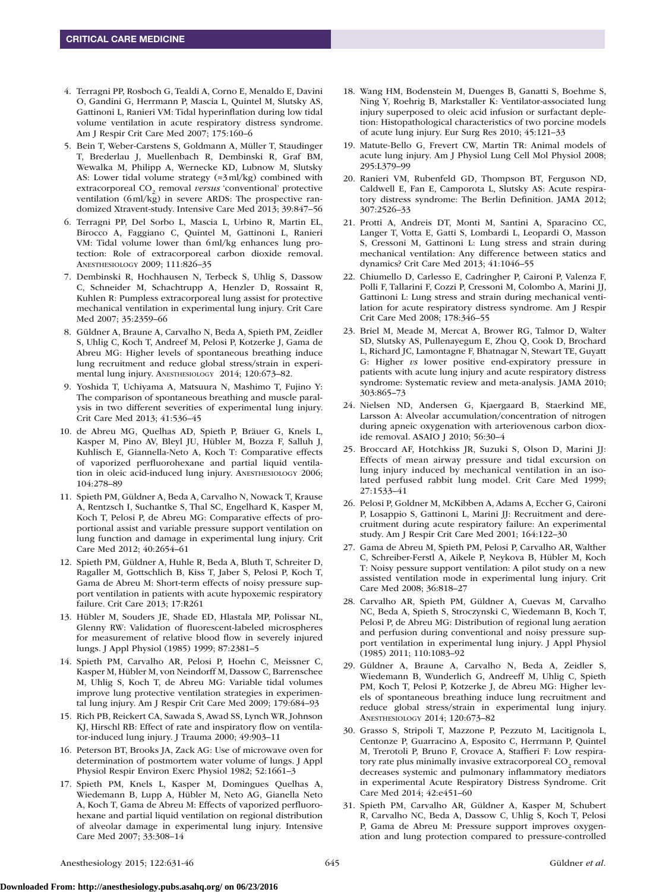4. Terragni PP, Rosboch G, Tealdi A, Corno E, Menaldo E, Davini O, Gandini G, Herrmann P, Mascia L, Quintel M, Slutsky AS, Gattinoni L, Ranieri VM: Tidal hyperinflation during low tidal volume ventilation in acute respiratory distress syndrome. Am J Respir Crit Care Med 2007; 175:160–6
5. Bein T, Weber-Carstens S, Goldmann A, Müller T, Staudinger T, Brederlau J, Muellenbach R, Dembinski R, Graf BM, Wewalka M, Philipp A, Wernecke KD, Lubnow M, Slutsky AS: Lower tidal volume strategy (≈3 ml/kg) combined with extracorporeal $CO_2$ removal *versus* 'conventional' protective ventilation (6 ml/kg) in severe ARDS: The prospective randomized Xtravent-study. Intensive Care Med 2013; 39:847–56
6. Terragni PP, Del Sorbo L, Mascia L, Urbino R, Martin EL, Birocco A, Faggiano C, Quintel M, Gattinoni L, Ranieri VM: Tidal volume lower than 6 ml/kg enhances lung protection: Role of extracorporeal carbon dioxide removal. Anesthesiology 2009; 111:826–35
7. Dembinski R, Hochhausen N, Terbeck S, Uhlig S, Dassow C, Schneider M, Schachtrupp A, Henzler D, Rossaint R, Kuhlen R: Pumpless extracorporeal lung assist for protective mechanical ventilation in experimental lung injury. Crit Care Med 2007; 35:2359–66
8. Güldner A, Braune A, Carvalho N, Beda A, Spieth PM, Zeidler S, Uhlig C, Koch T, Andreef M, Pelosi P, Kotzerke J, Gama de Abreu MG: Higher levels of spontaneous breathing induce lung recruitment and reduce global stress/strain in experimental lung injury. Anesthesiology 2014; 120:673–82.
9. Yoshida T, Uchiyama A, Matsuura N, Mashimo T, Fujino Y: The comparison of spontaneous breathing and muscle paralysis in two different severities of experimental lung injury. Crit Care Med 2013; 41:536–45
10. de Abreu MG, Quelhas AD, Spieth P, Bräuer G, Knels L, Kasper M, Pino AV, Bleyl JU, Hübler M, Bozza F, Salluh J, Kuhlisch E, Giannella-Neto A, Koch T: Comparative effects of vaporized perfluorohexane and partial liquid ventilation in oleic acid-induced lung injury. Anesthesiology 2006; 104:278–89
11. Spieth PM, Güldner A, Beda A, Carvalho N, Nowack T, Krause A, Rentzsch I, Suchantke S, Thal SC, Engelhard K, Kasper M, Koch T, Pelosi P, de Abreu MG: Comparative effects of proportional assist and variable pressure support ventilation on lung function and damage in experimental lung injury. Crit Care Med 2012; 40:2654–61
12. Spieth PM, Güldner A, Huhle R, Beda A, Bluth T, Schreiter D, Ragaller M, Gottschlich B, Kiss T, Jaber S, Pelosi P, Koch T, Gama de Abreu M: Short-term effects of noisy pressure support ventilation in patients with acute hypoxemic respiratory failure. Crit Care 2013; 17:R261
13. Hübler M, Souders JE, Shade ED, Hlastala MP, Polissar NL, Glenny RW: Validation of fluorescent-labeled microspheres for measurement of relative blood flow in severely injured lungs. J Appl Physiol (1985) 1999; 87:2381–5
14. Spieth PM, Carvalho AR, Pelosi P, Hoehn C, Meissner C, Kasper M, Hübler M, von Neindorff M, Dassow C, Barrenschee M, Uhlig S, Koch T, de Abreu MG: Variable tidal volumes improve lung protective ventilation strategies in experimental lung injury. Am J Respir Crit Care Med 2009; 179:684–93
15. Rich PB, Reickert CA, Sawada S, Awad SS, Lynch WR, Johnson KJ, Hirschl RB: Effect of rate and inspiratory flow on ventilator-induced lung injury. J Trauma 2000; 49:903–11
16. Peterson BT, Brooks JA, Zack AG: Use of microwave oven for determination of postmortem water volume of lungs. J Appl Physiol Respir Environ Exerc Physiol 1982; 52:1661–3
17. Spieth PM, Knels L, Kasper M, Domingues Quelhas A, Wiedemann B, Lupp A, Hübler M, Neto AG, Gianella Neto A, Koch T, Gama de Abreu M: Effects of vaporized perfluorohexane and partial liquid ventilation on regional distribution of alveolar damage in experimental lung injury. Intensive Care Med 2007; 33:308–14
18. Wang HM, Bodenstein M, Duenges B, Ganatti S, Boehme S, Ning Y, Roehrig B, Markstaller K: Ventilator-associated lung injury superposed to oleic acid infusion or surfactant depletion: Histopathological characteristics of two porcine models of acute lung injury. Eur Surg Res 2010; 45:121–33
19. Matute-Bello G, Frevert CW, Martin TR: Animal models of acute lung injury. Am J Physiol Lung Cell Mol Physiol 2008; 295:L379–99
20. Ranieri VM, Rubenfeld GD, Thompson BT, Ferguson ND, Caldwell E, Fan E, Camporota L, Slutsky AS: Acute respiratory distress syndrome: The Berlin Definition. JAMA 2012; 307:2526–33
21. Protti A, Andreis DT, Monti M, Santini A, Sparacino CC, Langer T, Votta E, Gatti S, Lombardi L, Leopardi O, Masson S, Cressoni M, Gattinoni L: Lung stress and strain during mechanical ventilation: Any difference between statics and dynamics? Crit Care Med 2013; 41:1046–55
22. Chiumello D, Carlesso E, Cadringher P, Caironi P, Valenza F, Polli F, Tallarini F, Cozzi P, Cressoni M, Colombo A, Marini JJ, Gattinoni L: Lung stress and strain during mechanical ventilation for acute respiratory distress syndrome. Am J Respir Crit Care Med 2008; 178:346–55
23. Briel M, Meade M, Mercat A, Brower RG, Talmor D, Walter SD, Slutsky AS, Pullenayegum E, Zhou Q, Cook D, Brochard L, Richard JC, Lamontagne F, Bhatnagar N, Stewart TE, Guyatt G: Higher *vs* lower positive end-expiratory pressure in patients with acute lung injury and acute respiratory distress syndrome: Systematic review and meta-analysis. JAMA 2010; 303:865–73
24. Nielsen ND, Andersen G, Kjaergaard B, Staerkind ME, Larsson A: Alveolar accumulation/concentration of nitrogen during apneic oxygenation with arteriovenous carbon dioxide removal. ASAIO J 2010; 56:30–4
25. Broccard AF, Hotchkiss JR, Suzuki S, Olson D, Marini JJ: Effects of mean airway pressure and tidal excursion on lung injury induced by mechanical ventilation in an isolated perfused rabbit lung model. Crit Care Med 1999; 27:1533–41
26. Pelosi P, Goldner M, McKibben A, Adams A, Eccher G, Caironi P, Losappio S, Gattinoni L, Marini JJ: Recruitment and derecruitment during acute respiratory failure: An experimental study. Am J Respir Crit Care Med 2001; 164:122–30
27. Gama de Abreu M, Spieth PM, Pelosi P, Carvalho AR, Walther C, Schreiber-Ferstl A, Aikele P, Neykova B, Hübler M, Koch T: Noisy pressure support ventilation: A pilot study on a new assisted ventilation mode in experimental lung injury. Crit Care Med 2008; 36:818–27
28. Carvalho AR, Spieth PM, Güldner A, Cuevas M, Carvalho NC, Beda A, Spieth S, Stroczynski C, Wiedemann B, Koch T, Pelosi P, de Abreu MG: Distribution of regional lung aeration and perfusion during conventional and noisy pressure support ventilation in experimental lung injury. J Appl Physiol (1985) 2011; 110:1083–92
29. Güldner A, Braune A, Carvalho N, Beda A, Zeidler S, Wiedemann B, Wunderlich G, Andreeff M, Uhlig C, Spieth PM, Koch T, Pelosi P, Kotzerke J, de Abreu MG: Higher levels of spontaneous breathing induce lung recruitment and reduce global stress/strain in experimental lung injury. Anesthesiology 2014; 120:673–82
30. Grasso S, Stripoli T, Mazzone P, Pezzuto M, Lacitignola L, Centonze P, Guarracino A, Esposito C, Herrmann P, Quintel M, Trerotoli P, Bruno F, Crovace A, Staffieri F: Low respiratory rate plus minimally invasive extracorporeal $CO_2$ removal decreases systemic and pulmonary inflammatory mediators in experimental Acute Respiratory Distress Syndrome. Crit Care Med 2014; 42:e451–60
31. Spieth PM, Carvalho AR, Güldner A, Kasper M, Schubert R, Carvalho NC, Beda A, Dassow C, Uhlig S, Koch T, Pelosi P, Gama de Abreu M: Pressure support improves oxygenation and lung protection compared to pressure-controlled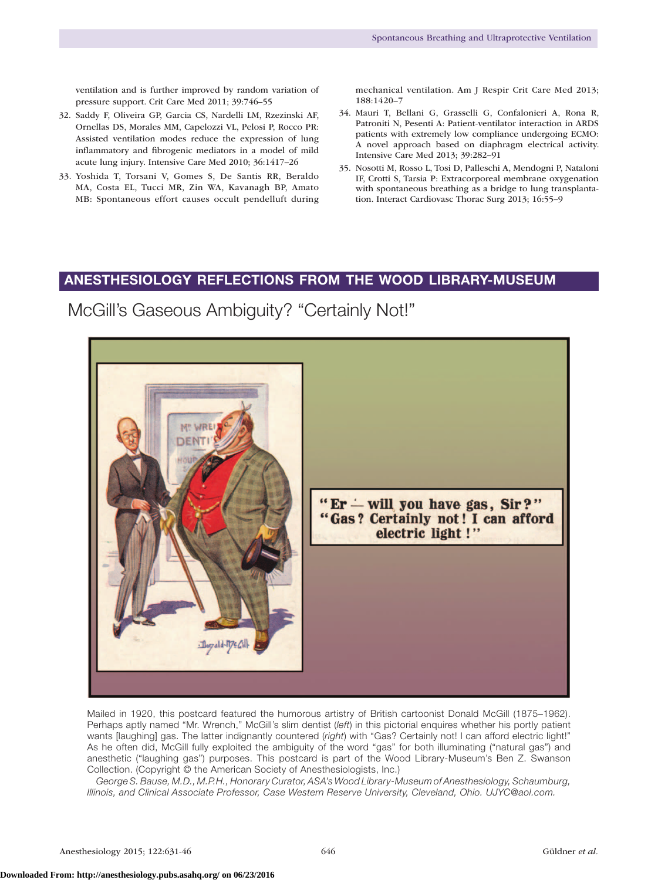ventilation and is further improved by random variation of pressure support. Crit Care Med 2011; 39:746–55

32. Saddy F, Oliveira GP, Garcia CS, Nardelli LM, Rzezinski AF, Ornellas DS, Morales MM, Capelozzi VL, Pelosi P, Rocco PR: Assisted ventilation modes reduce the expression of lung inflammatory and fibrogenic mediators in a model of mild acute lung injury. Intensive Care Med 2010; 36:1417–26
33. Yoshida T, Torsani V, Gomes S, De Santis RR, Beraldo MA, Costa EL, Tucci MR, Zin WA, Kavanagh BP, Amato MB: Spontaneous effort causes occult pendelluft during mechanical ventilation. Am J Respir Crit Care Med 2013; 188:1420–7
34. Mauri T, Bellani G, Grasselli G, Confalonieri A, Rona R, Patroniti N, Pesenti A: Patient-ventilator interaction in ARDS patients with extremely low compliance undergoing ECMO: A novel approach based on diaphragm electrical activity. Intensive Care Med 2013; 39:282–91
35. Nosotti M, Rosso L, Tosi D, Palleschi A, Mendogni P, Nataloni IF, Crotti S, Tarsia P: Extracorporeal membrane oxygenation with spontaneous breathing as a bridge to lung transplantation. Interact Cardiovasc Thorac Surg 2013; 16:55–9

## ANESTHESIOLOGY REFLECTIONS FROM THE WOOD LIBRARY-MUSEUM

# McGill's Gaseous Ambiguity? "Certainly Not!"

"Er — will you have gas, Sir?"
"Gas? Certainly not! I can afford electric light!"

Mailed in 1920, this postcard featured the humorous artistry of British cartoonist Donald McGill (1875–1962). Perhaps aptly named "Mr. Wrench," McGill's slim dentist (*left*) in this pictorial enquires whether his portly patient wants [laughing] gas. The latter indignantly countered (*right*) with "Gas? Certainly not! I can afford electric light!" As he often did, McGill fully exploited the ambiguity of the word "gas" for both illuminating ("natural gas") and anesthetic ("laughing gas") purposes. This postcard is part of the Wood Library-Museum's Ben Z. Swanson Collection. (Copyright © the American Society of Anesthesiologists, Inc.)

*George S. Bause, M.D., M.P.H., Honorary Curator, ASA's Wood Library-Museum of Anesthesiology, Schaumburg, Illinois, and Clinical Associate Professor, Case Western Reserve University, Cleveland, Ohio. UJYC@aol.com.*